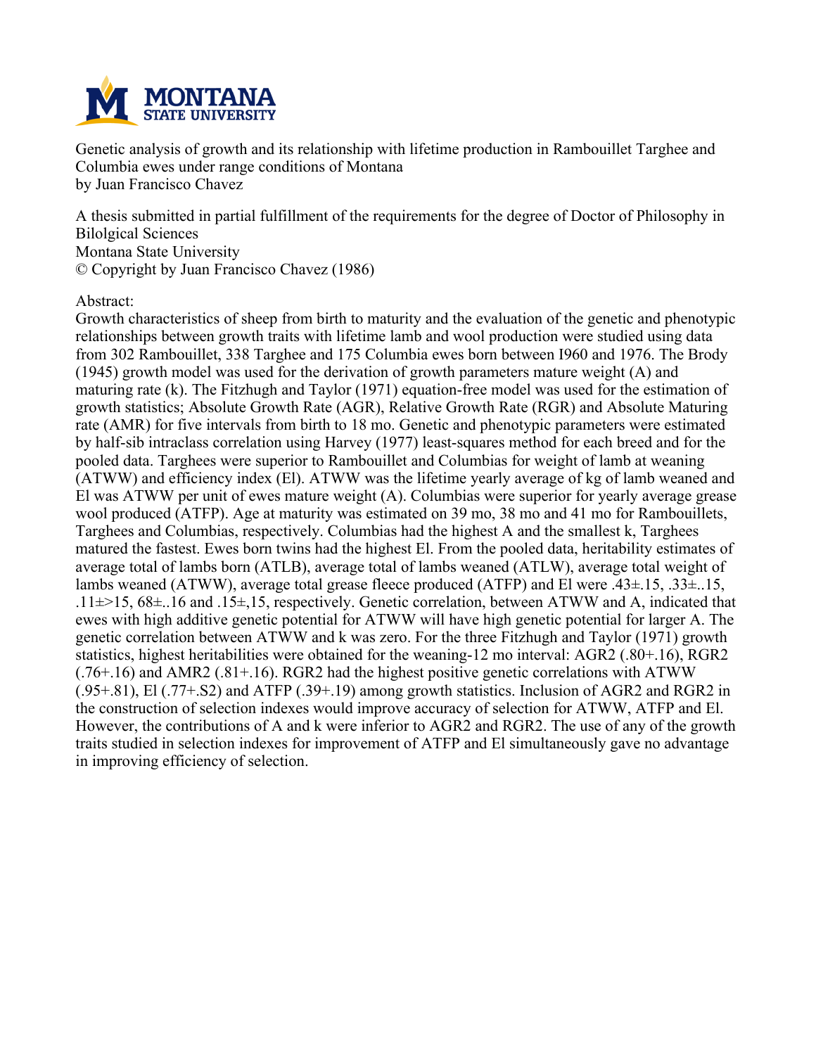Genetic analysis of growth and its relationship with lifetime production in Rambouillet Targhee and Columbia ewes under range conditions of Montana
by Juan Francisco Chavez

A thesis submitted in partial fulfillment of the requirements for the degree of Doctor of Philosophy in Bilolgical Sciences
Montana State University
© Copyright by Juan Francisco Chavez (1986)

Abstract:
Growth characteristics of sheep from birth to maturity and the evaluation of the genetic and phenotypic relationships between growth traits with lifetime lamb and wool production were studied using data from 302 Rambouillet, 338 Targhee and 175 Columbia ewes born between I960 and 1976. The Brody (1945) growth model was used for the derivation of growth parameters mature weight (A) and maturing rate (k). The Fitzhugh and Taylor (1971) equation-free model was used for the estimation of growth statistics; Absolute Growth Rate (AGR), Relative Growth Rate (RGR) and Absolute Maturing rate (AMR) for five intervals from birth to 18 mo. Genetic and phenotypic parameters were estimated by half-sib intraclass correlation using Harvey (1977) least-squares method for each breed and for the pooled data. Targhees were superior to Rambouillet and Columbias for weight of lamb at weaning (ATWW) and efficiency index (El). ATWW was the lifetime yearly average of kg of lamb weaned and El was ATWW per unit of ewes mature weight (A). Columbias were superior for yearly average grease wool produced (ATFP). Age at maturity was estimated on 39 mo, 38 mo and 41 mo for Rambouillets, Targhees and Columbias, respectively. Columbias had the highest A and the smallest k, Targhees matured the fastest. Ewes born twins had the highest El. From the pooled data, heritability estimates of average total of lambs born (ATLB), average total of lambs weaned (ATLW), average total weight of lambs weaned (ATWW), average total grease fleece produced (ATFP) and El were .43±.15, .33±..15, .11±>15, 68±..16 and .15±,15, respectively. Genetic correlation, between ATWW and A, indicated that ewes with high additive genetic potential for ATWW will have high genetic potential for larger A. The genetic correlation between ATWW and k was zero. For the three Fitzhugh and Taylor (1971) growth statistics, highest heritabilities were obtained for the weaning-12 mo interval: AGR2 (.80+.16), RGR2 (.76+.16) and AMR2 (.81+.16). RGR2 had the highest positive genetic correlations with ATWW (.95+.81), El (.77+.S2) and ATFP (.39+.19) among growth statistics. Inclusion of AGR2 and RGR2 in the construction of selection indexes would improve accuracy of selection for ATWW, ATFP and El. However, the contributions of A and k were inferior to AGR2 and RGR2. The use of any of the growth traits studied in selection indexes for improvement of ATFP and El simultaneously gave no advantage in improving efficiency of selection.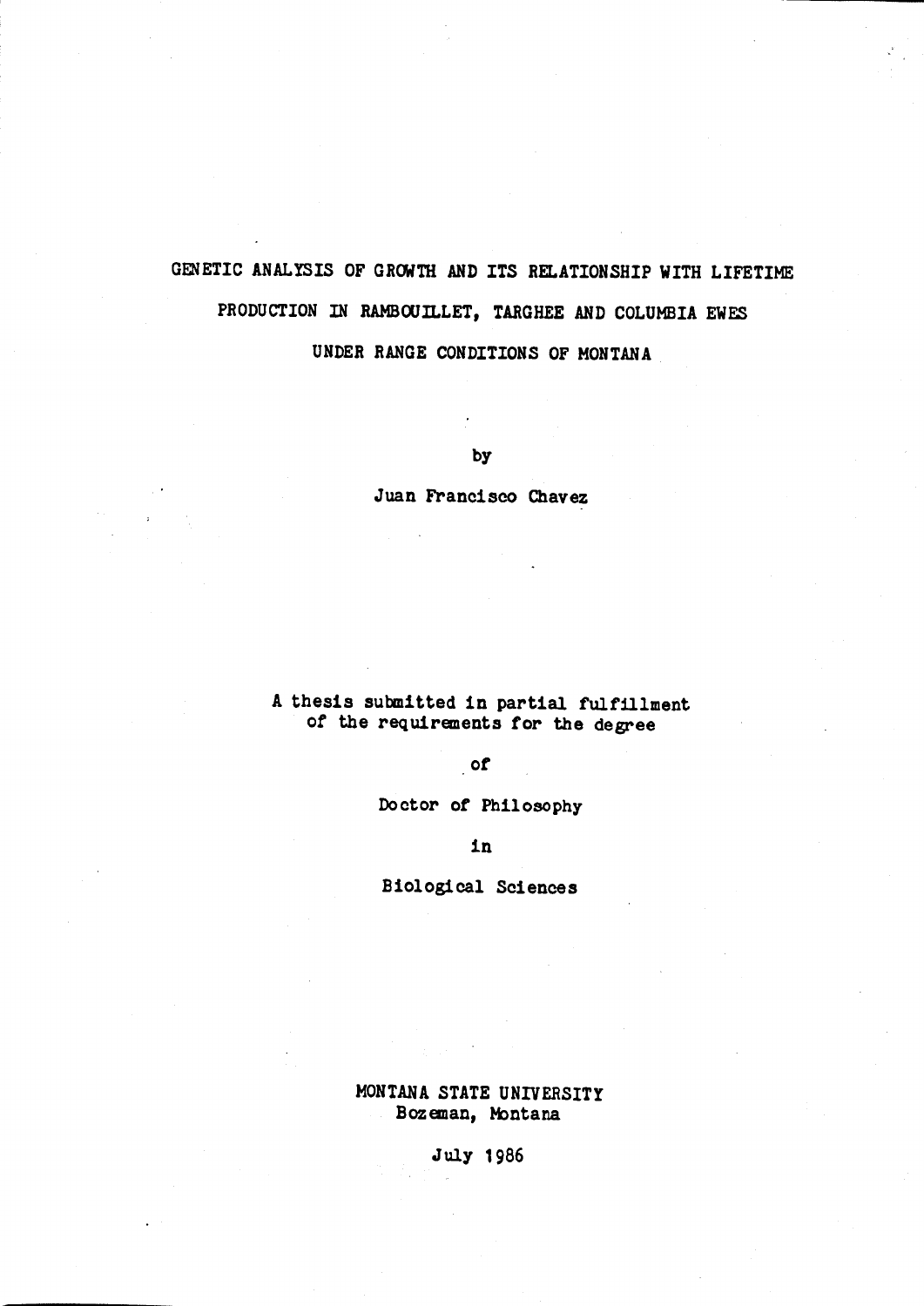# GENETIC ANALYSIS OF GROWTH AND ITS RELATIONSHIP WITH LIFETIME PRODUCTION IN RAMBOUILLET, TARGHEE AND COLUMBIA EWES UNDER RANGE CONDITIONS OF MONTANA

by

Juan Francisco Chavez

A thesis submitted in partial fulfillment of the requirements for the degree

of

Doctor of Philosophy

in

Biological Sciences

MONTANA STATE UNIVERSITY
Bozeman, Montana

July 1986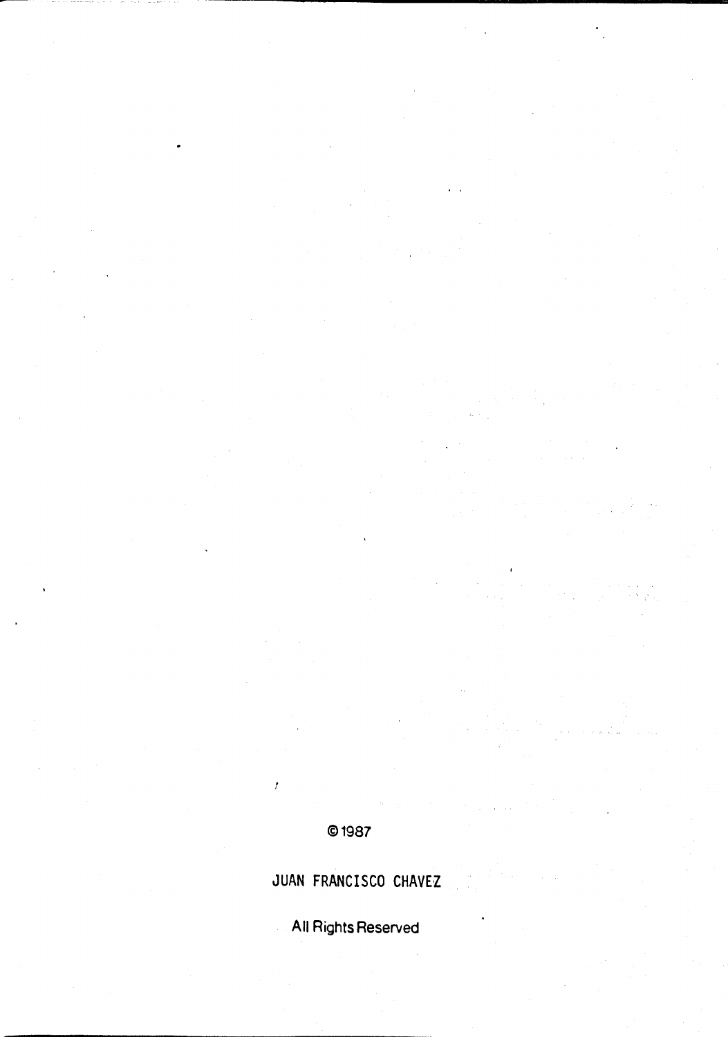© 1987

JUAN FRANCISCO CHAVEZ

All Rights Reserved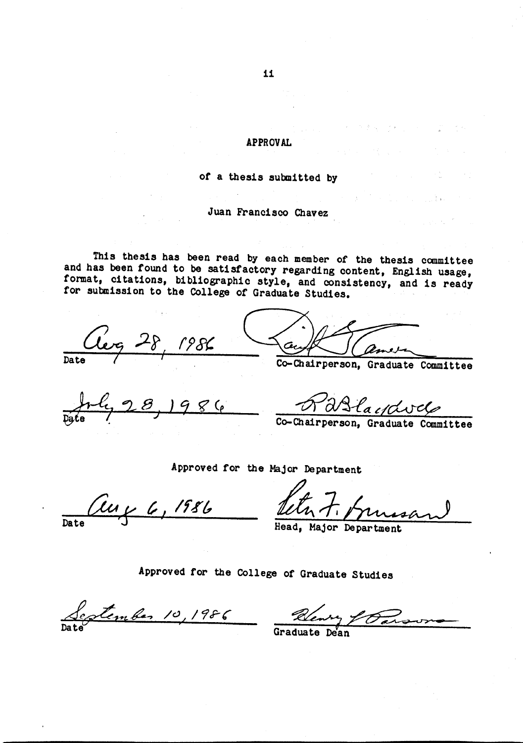# APPROVAL

of a thesis submitted by

Juan Francisco Chavez

This thesis has been read by each member of the thesis committee and has been found to be satisfactory regarding content, English usage, format, citations, bibliographic style, and consistency, and is ready for submission to the College of Graduate Studies.

Aug 28, 1986
Date

Co-Chairperson, Graduate Committee

July 28, 1986
Date

Co-Chairperson, Graduate Committee

Approved for the Major Department

Aug 6, 1986
Date

Head, Major Department

Approved for the College of Graduate Studies

September 10, 1986
Date

Graduate Dean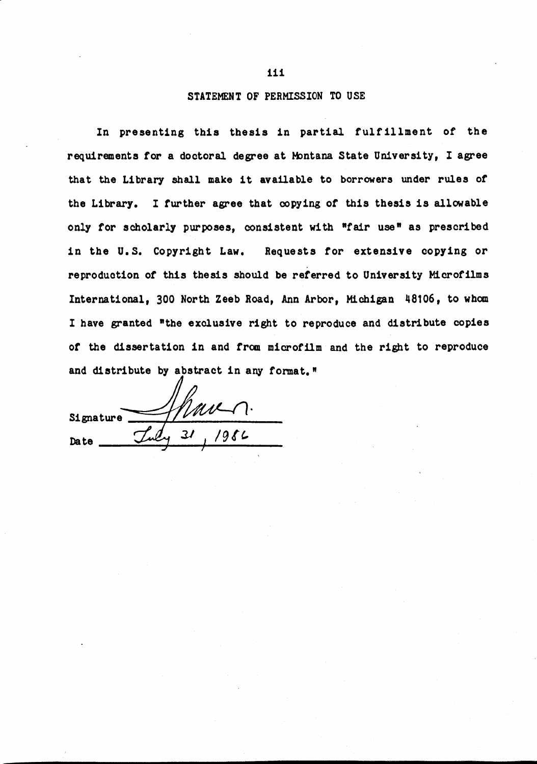## STATEMENT OF PERMISSION TO USE

In presenting this thesis in partial fulfillment of the requirements for a doctoral degree at Montana State University, I agree that the Library shall make it available to borrowers under rules of the Library. I further agree that copying of this thesis is allowable only for scholarly purposes, consistent with "fair use" as prescribed in the U.S. Copyright Law. Requests for extensive copying or reproduction of this thesis should be referred to University Microfilms International, 300 North Zeeb Road, Ann Arbor, Michigan 48106, to whom I have granted "the exclusive right to reproduce and distribute copies of the dissertation in and from microfilm and the right to reproduce and distribute by abstract in any format."

Signature ____________________

Date July 31, 1986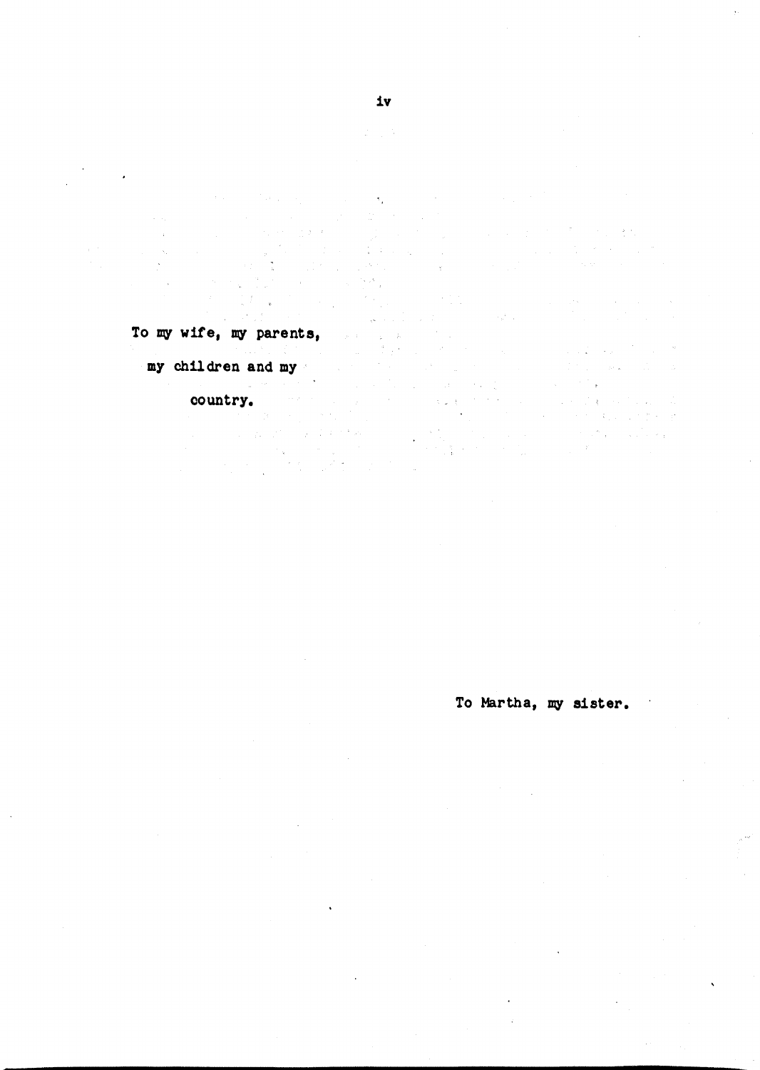To my wife, my parents,
my children and my
country.

To Martha, my sister.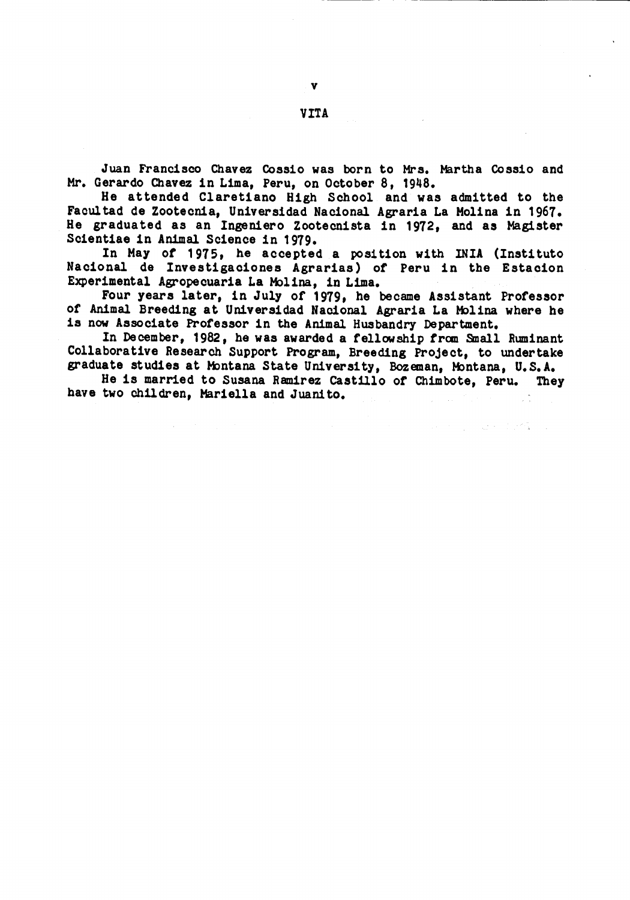# VITA

Juan Francisco Chavez Cossio was born to Mrs. Martha Cossio and Mr. Gerardo Chavez in Lima, Peru, on October 8, 1948.

He attended Claretiano High School and was admitted to the Facultad de Zootecnia, Universidad Nacional Agraria La Molina in 1967. He graduated as an Ingeniero Zootecnista in 1972, and as Magister Scientiae in Animal Science in 1979.

In May of 1975, he accepted a position with INIA (Instituto Nacional de Investigaciones Agrarias) of Peru in the Estacion Experimental Agropecuaria La Molina, in Lima.

Four years later, in July of 1979, he became Assistant Professor of Animal Breeding at Universidad Nacional Agraria La Molina where he is now Associate Professor in the Animal Husbandry Department.

In December, 1982, he was awarded a fellowship from Small Ruminant Collaborative Research Support Program, Breeding Project, to undertake graduate studies at Montana State University, Bozeman, Montana, U.S.A.

He is married to Susana Ramirez Castillo of Chimbote, Peru. They have two children, Mariella and Juanito.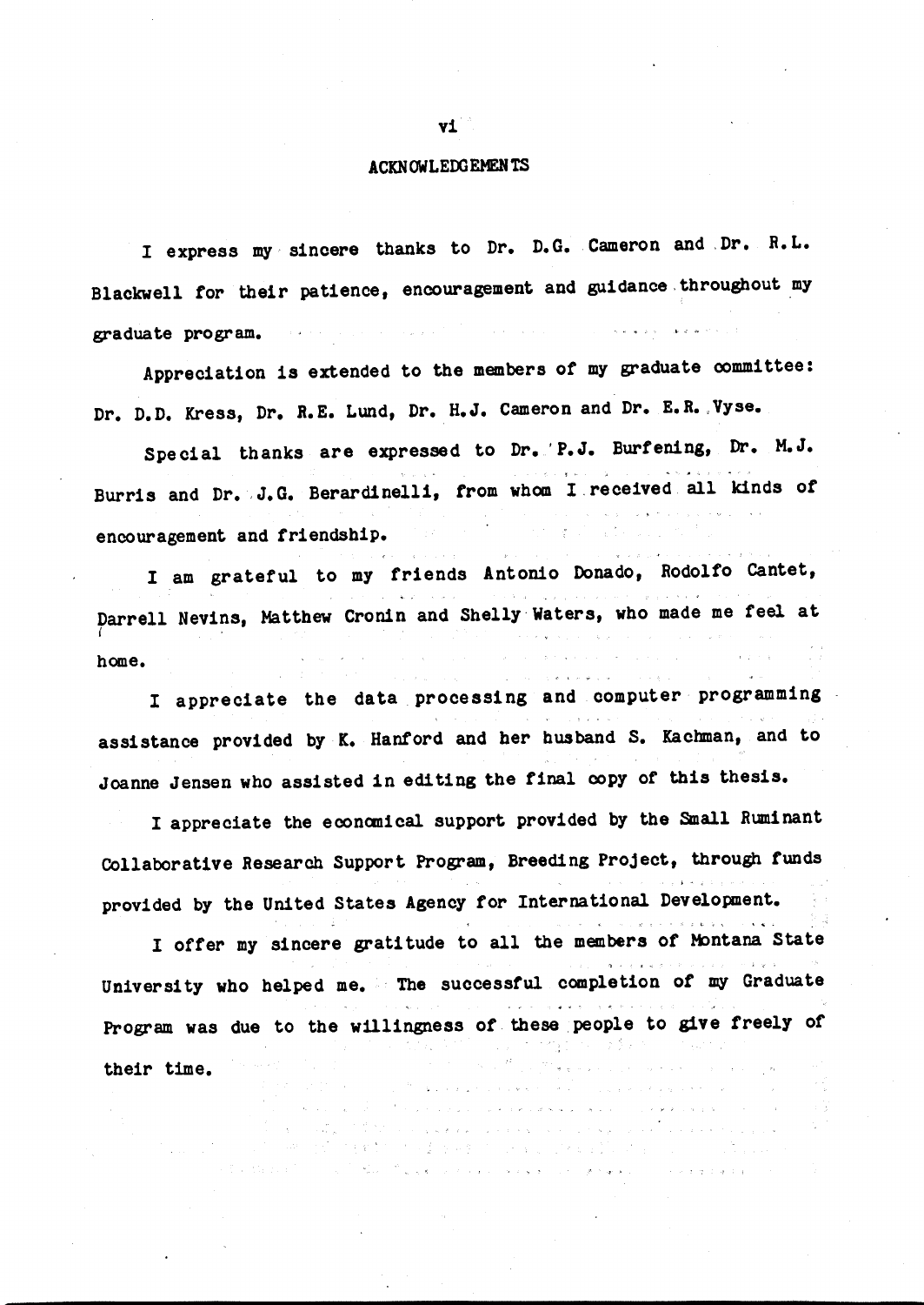# ACKNOWLEDGEMENTS

I express my sincere thanks to Dr. D.G. Cameron and Dr. R.L. Blackwell for their patience, encouragement and guidance throughout my graduate program.

Appreciation is extended to the members of my graduate committee: Dr. D.D. Kress, Dr. R.E. Lund, Dr. H.J. Cameron and Dr. E.R. Vyse.

Special thanks are expressed to Dr. P.J. Burfening, Dr. M.J. Burris and Dr. J.G. Berardinelli, from whom I received all kinds of encouragement and friendship.

I am grateful to my friends Antonio Donado, Rodolfo Cantet, Darrell Nevins, Matthew Cronin and Shelly Waters, who made me feel at home.

I appreciate the data processing and computer programming assistance provided by K. Hanford and her husband S. Kachman, and to Joanne Jensen who assisted in editing the final copy of this thesis.

I appreciate the economical support provided by the Small Ruminant Collaborative Research Support Program, Breeding Project, through funds provided by the United States Agency for International Development.

I offer my sincere gratitude to all the members of Montana State University who helped me. The successful completion of my Graduate Program was due to the willingness of these people to give freely of their time.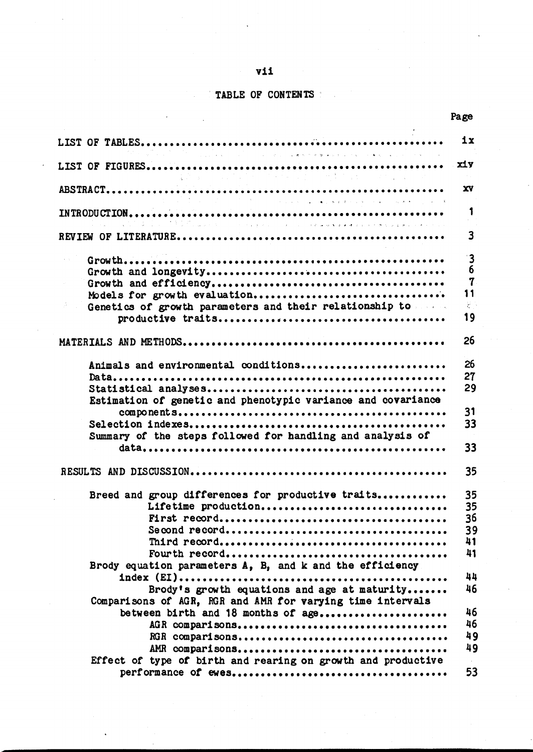# TABLE OF CONTENTS

| | Page |
|---|---|
| LIST OF TABLES | ix |
| LIST OF FIGURES | xiv |
| ABSTRACT | xv |
| INTRODUCTION | 1 |
| REVIEW OF LITERATURE | 3 |
| Growth | 3 |
| Growth and longevity | 6 |
| Growth and efficiency | 7 |
| Models for growth evaluation | 11 |
| Genetics of growth parameters and their relationship to productive traits | 19 |
| MATERIALS AND METHODS | 26 |
| Animals and environmental conditions | 26 |
| Data | 27 |
| Statistical analyses | 29 |
| Estimation of genetic and phenotypic variance and covariance components | 31 |
| Selection indexes | 33 |
| Summary of the steps followed for handling and analysis of data | 33 |
| RESULTS AND DISCUSSION | 35 |
| Breed and group differences for productive traits | 35 |
| Lifetime production | 35 |
| First record | 36 |
| Second record | 39 |
| Third record | 41 |
| Fourth record | 41 |
| Brody equation parameters A, B, and k and the efficiency index (EI) | 44 |
| Brody's growth equations and age at maturity | 46 |
| Comparisons of AGR, RGR and AMR for varying time intervals between birth and 18 months of age | 46 |
| AGR comparisons | 46 |
| RGR comparisons | 49 |
| AMR comparisons | 49 |
| Effect of type of birth and rearing on growth and productive performance of ewes | 53 |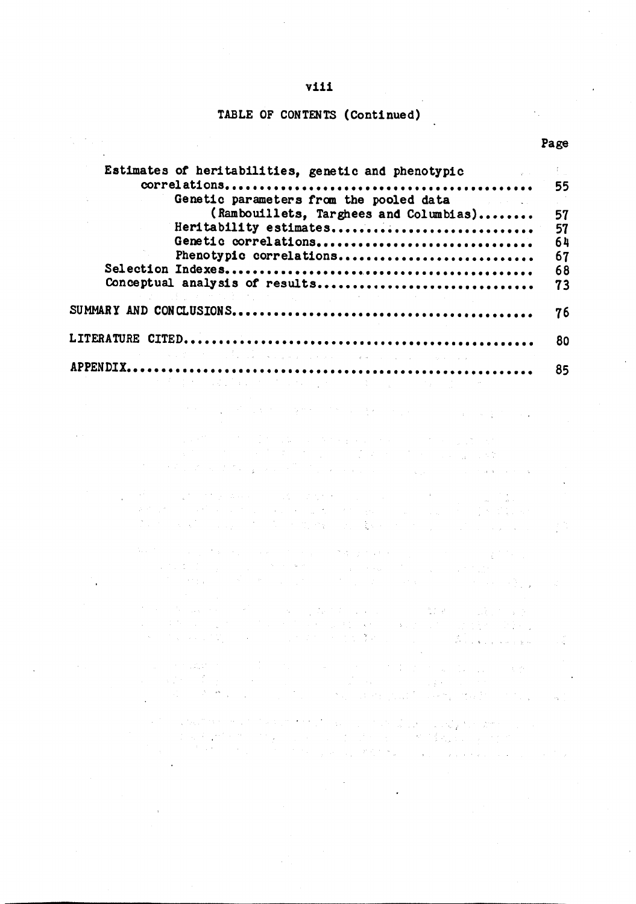TABLE OF CONTENTS (Continued)

| | Page |
|---|---|
| Estimates of heritabilities, genetic and phenotypic correlations | 55 |
| Genetic parameters from the pooled data (Rambouillets, Targhees and Columbias) | 57 |
| Heritability estimates | 57 |
| Genetic correlations | 64 |
| Phenotypic correlations | 67 |
| Selection Indexes | 68 |
| Conceptual analysis of results | 73 |
| SUMMARY AND CONCLUSIONS | 76 |
| LITERATURE CITED | 80 |
| APPENDIX | 85 |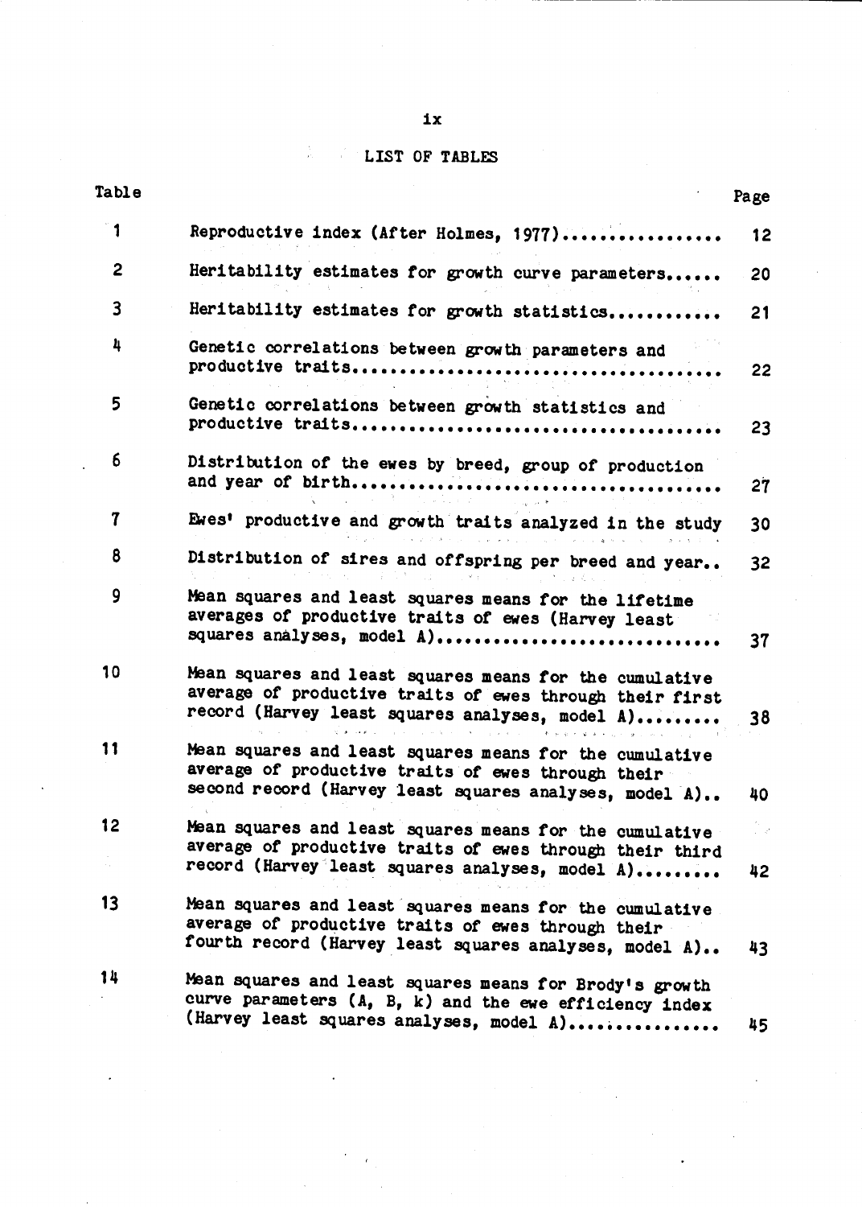# LIST OF TABLES

| Table | | Page |
|---|---|---|
| 1 | Reproductive index (After Holmes, 1977)................. | 12 |
| 2 | Heritability estimates for growth curve parameters...... | 20 |
| 3 | Heritability estimates for growth statistics............ | 21 |
| 4 | Genetic correlations between growth parameters and productive traits...................................... | 22 |
| 5 | Genetic correlations between growth statistics and productive traits...................................... | 23 |
| 6 | Distribution of the ewes by breed, group of production and year of birth...................................... | 27 |
| 7 | Ewes' productive and growth traits analyzed in the study | 30 |
| 8 | Distribution of sires and offspring per breed and year.. | 32 |
| 9 | Mean squares and least squares means for the lifetime averages of productive traits of ewes (Harvey least squares analyses, model A).............................. | 37 |
| 10 | Mean squares and least squares means for the cumulative average of productive traits of ewes through their first record (Harvey least squares analyses, model A)......... | 38 |
| 11 | Mean squares and least squares means for the cumulative average of productive traits of ewes through their second record (Harvey least squares analyses, model A).. | 40 |
| 12 | Mean squares and least squares means for the cumulative average of productive traits of ewes through their third record (Harvey least squares analyses, model A)......... | 42 |
| 13 | Mean squares and least squares means for the cumulative average of productive traits of ewes through their fourth record (Harvey least squares analyses, model A).. | 43 |
| 14 | Mean squares and least squares means for Brody's growth curve parameters (A, B, k) and the ewe efficiency index (Harvey least squares analyses, model A)................ | 45 |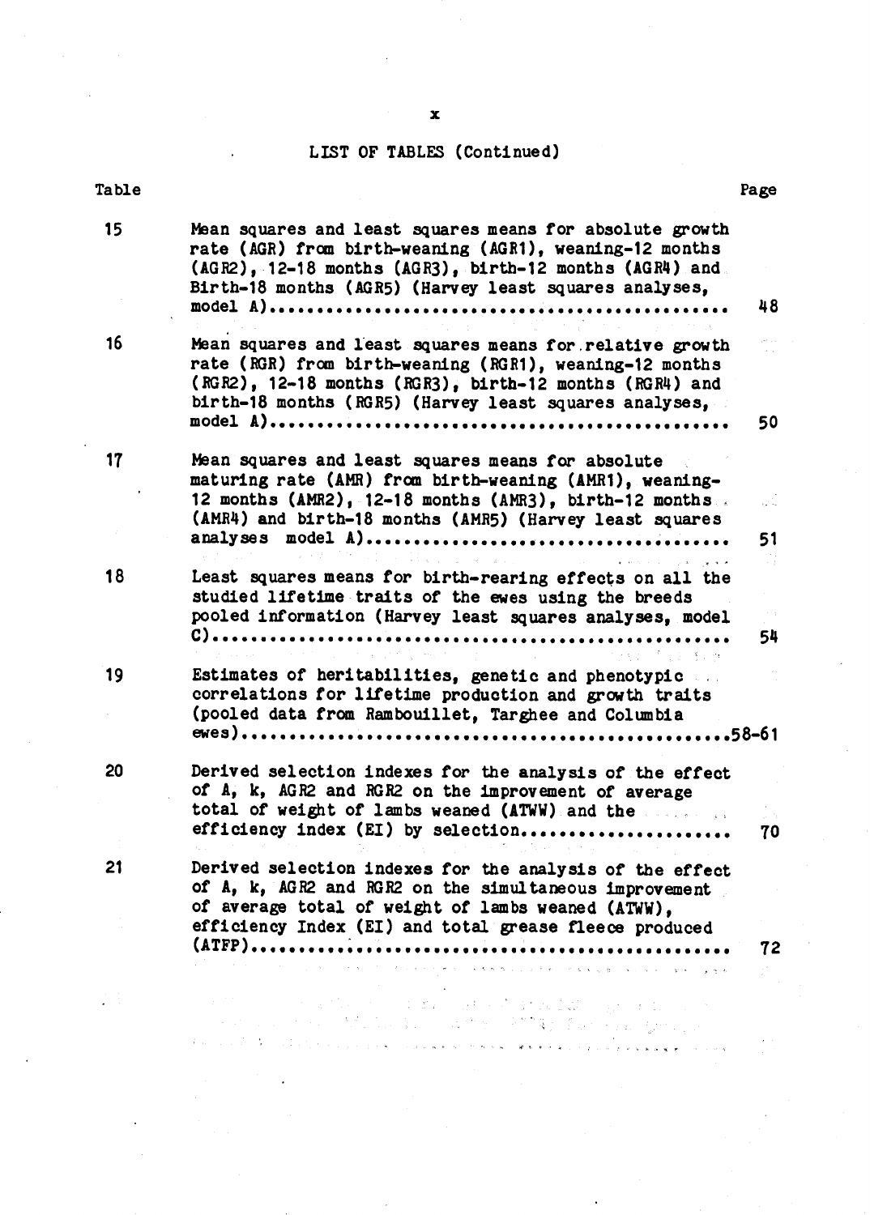## LIST OF TABLES (Continued)

| Table | | Page |
|---|---|---|
| 15 | Mean squares and least squares means for absolute growth rate (AGR) from birth-weaning (AGR1), weaning-12 months (AGR2), 12-18 months (AGR3), birth-12 months (AGR4) and Birth-18 months (AGR5) (Harvey least squares analyses, model A) | 48 |
| 16 | Mean squares and least squares means for relative growth rate (RGR) from birth-weaning (RGR1), weaning-12 months (RGR2), 12-18 months (RGR3), birth-12 months (RGR4) and birth-18 months (RGR5) (Harvey least squares analyses, model A) | 50 |
| 17 | Mean squares and least squares means for absolute maturing rate (AMR) from birth-weaning (AMR1), weaning-12 months (AMR2), 12-18 months (AMR3), birth-12 months (AMR4) and birth-18 months (AMR5) (Harvey least squares analyses model A) | 51 |
| 18 | Least squares means for birth-rearing effects on all the studied lifetime traits of the ewes using the breeds pooled information (Harvey least squares analyses, model C) | 54 |
| 19 | Estimates of heritabilities, genetic and phenotypic correlations for lifetime production and growth traits (pooled data from Rambouillet, Targhee and Columbia ewes) | 58-61 |
| 20 | Derived selection indexes for the analysis of the effect of A, k, AGR2 and RGR2 on the improvement of average total of weight of lambs weaned (ATWW) and the efficiency index (EI) by selection | 70 |
| 21 | Derived selection indexes for the analysis of the effect of A, k, AGR2 and RGR2 on the simultaneous improvement of average total of weight of lambs weaned (ATWW), efficiency Index (EI) and total grease fleece produced (ATFP) | 72 |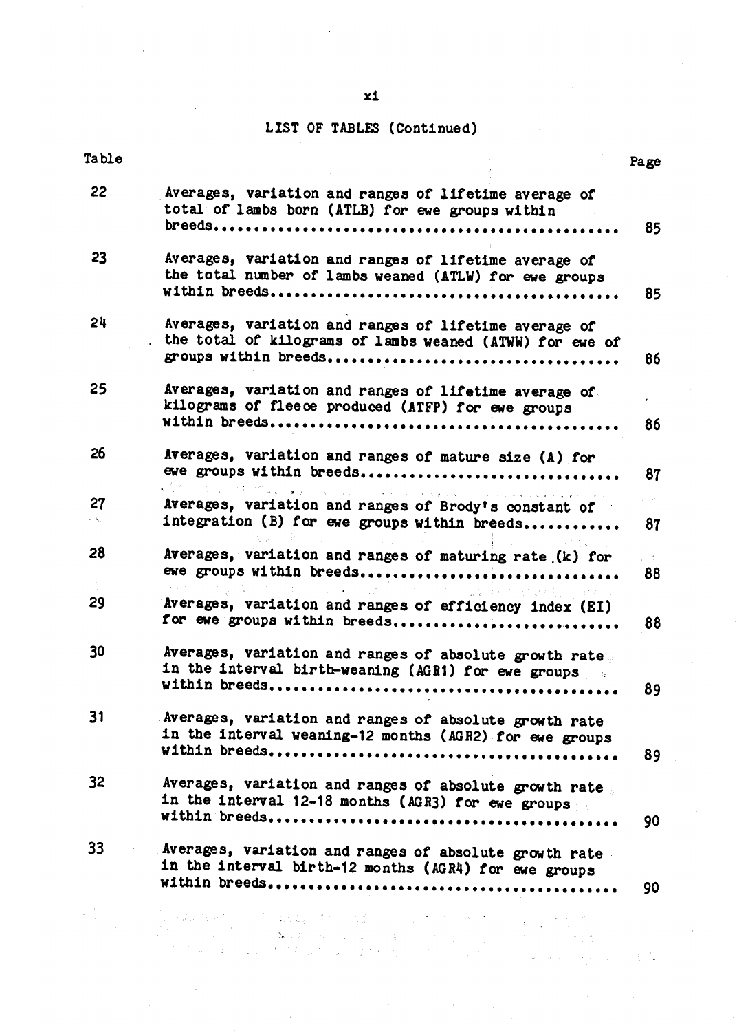## LIST OF TABLES (Continued)

| Table | | Page |
|---|---|---|
| 22 | Averages, variation and ranges of lifetime average of total of lambs born (ATLB) for ewe groups within breeds | 85 |
| 23 | Averages, variation and ranges of lifetime average of the total number of lambs weaned (ATLW) for ewe groups within breeds | 85 |
| 24 | Averages, variation and ranges of lifetime average of the total of kilograms of lambs weaned (ATWW) for ewe of groups within breeds | 86 |
| 25 | Averages, variation and ranges of lifetime average of kilograms of fleece produced (ATFP) for ewe groups within breeds | 86 |
| 26 | Averages, variation and ranges of mature size (A) for ewe groups within breeds | 87 |
| 27 | Averages, variation and ranges of Brody's constant of integration (B) for ewe groups within breeds | 87 |
| 28 | Averages, variation and ranges of maturing rate (k) for ewe groups within breeds | 88 |
| 29 | Averages, variation and ranges of efficiency index (EI) for ewe groups within breeds | 88 |
| 30 | Averages, variation and ranges of absolute growth rate in the interval birth-weaning (AGR1) for ewe groups within breeds | 89 |
| 31 | Averages, variation and ranges of absolute growth rate in the interval weaning-12 months (AGR2) for ewe groups within breeds | 89 |
| 32 | Averages, variation and ranges of absolute growth rate in the interval 12-18 months (AGR3) for ewe groups within breeds | 90 |
| 33 | Averages, variation and ranges of absolute growth rate in the interval birth-12 months (AGR4) for ewe groups within breeds | 90 |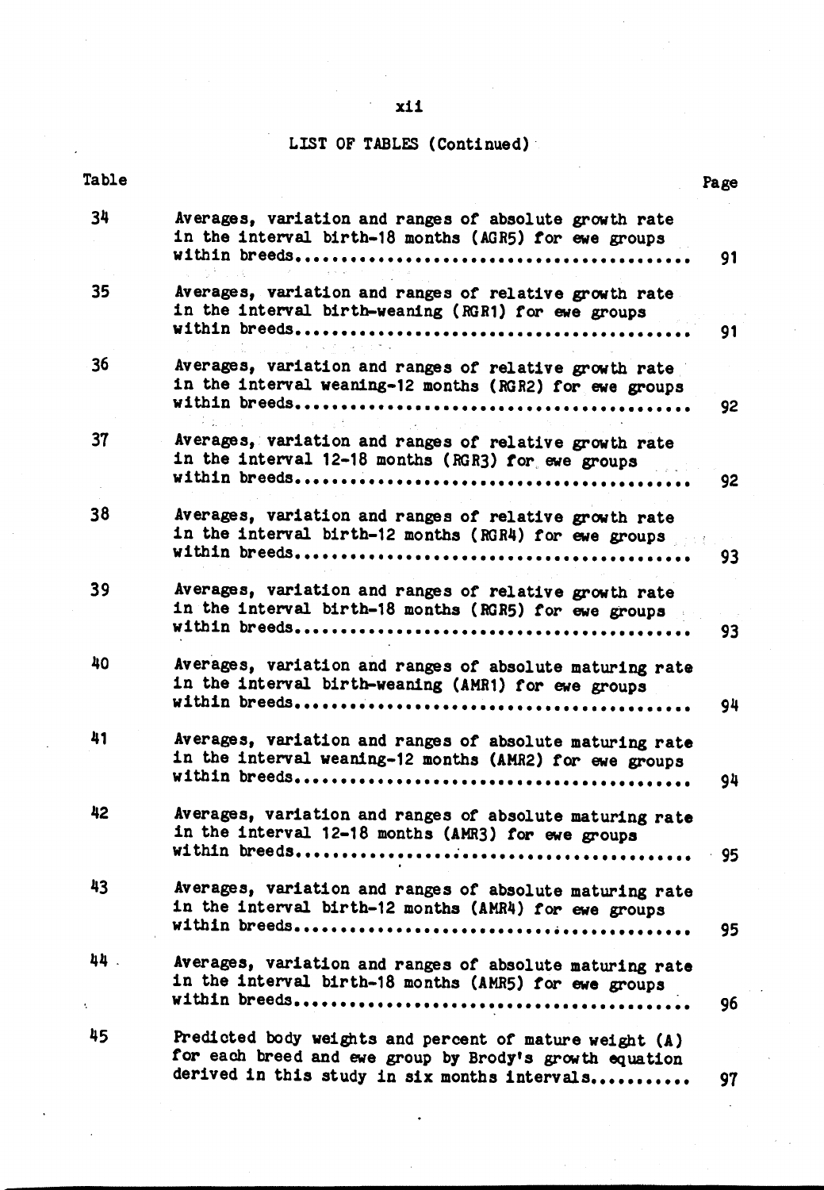LIST OF TABLES (Continued)

| Table | | Page |
|---|---|---|
| 34 | Averages, variation and ranges of absolute growth rate in the interval birth-18 months (AGR5) for ewe groups within breeds.......................................... | 91 |
| 35 | Averages, variation and ranges of relative growth rate in the interval birth-weaning (RGR1) for ewe groups within breeds.......................................... | 91 |
| 36 | Averages, variation and ranges of relative growth rate in the interval weaning-12 months (RGR2) for ewe groups within breeds.......................................... | 92 |
| 37 | Averages, variation and ranges of relative growth rate in the interval 12-18 months (RGR3) for ewe groups within breeds.......................................... | 92 |
| 38 | Averages, variation and ranges of relative growth rate in the interval birth-12 months (RGR4) for ewe groups within breeds.......................................... | 93 |
| 39 | Averages, variation and ranges of relative growth rate in the interval birth-18 months (RGR5) for ewe groups within breeds.......................................... | 93 |
| 40 | Averages, variation and ranges of absolute maturing rate in the interval birth-weaning (AMR1) for ewe groups within breeds.......................................... | 94 |
| 41 | Averages, variation and ranges of absolute maturing rate in the interval weaning-12 months (AMR2) for ewe groups within breeds.......................................... | 94 |
| 42 | Averages, variation and ranges of absolute maturing rate in the interval 12-18 months (AMR3) for ewe groups within breeds.......................................... | 95 |
| 43 | Averages, variation and ranges of absolute maturing rate in the interval birth-12 months (AMR4) for ewe groups within breeds.......................................... | 95 |
| 44 | Averages, variation and ranges of absolute maturing rate in the interval birth-18 months (AMR5) for ewe groups within breeds.......................................... | 96 |
| 45 | Predicted body weights and percent of mature weight (A) for each breed and ewe group by Brody's growth equation derived in this study in six months intervals........... | 97 |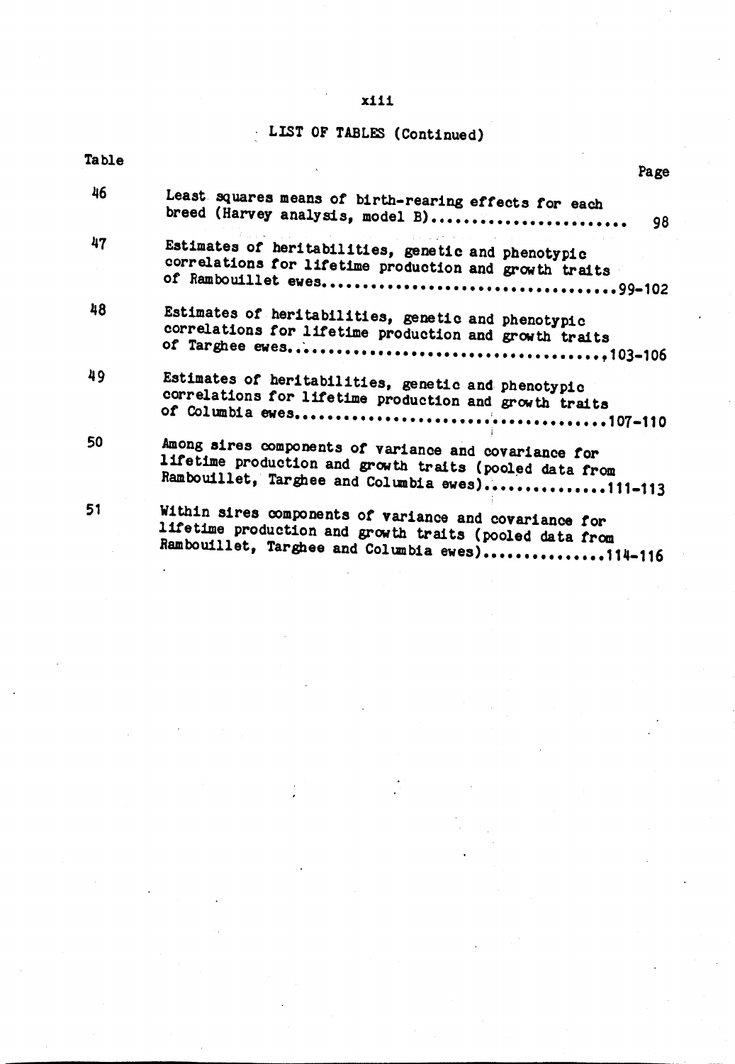## LIST OF TABLES (Continued)

| Table | | Page |
|---|---|---|
| 46 | Least squares means of birth-rearing effects for each breed (Harvey analysis, model B) | 98 |
| 47 | Estimates of heritabilities, genetic and phenotypic correlations for lifetime production and growth traits of Rambouillet ewes | 99-102 |
| 48 | Estimates of heritabilities, genetic and phenotypic correlations for lifetime production and growth traits of Targhee ewes | 103-106 |
| 49 | Estimates of heritabilities, genetic and phenotypic correlations for lifetime production and growth traits of Columbia ewes | 107-110 |
| 50 | Among sires components of variance and covariance for lifetime production and growth traits (pooled data from Rambouillet, Targhee and Columbia ewes) | 111-113 |
| 51 | Within sires components of variance and covariance for lifetime production and growth traits (pooled data from Rambouillet, Targhee and Columbia ewes) | 114-116 |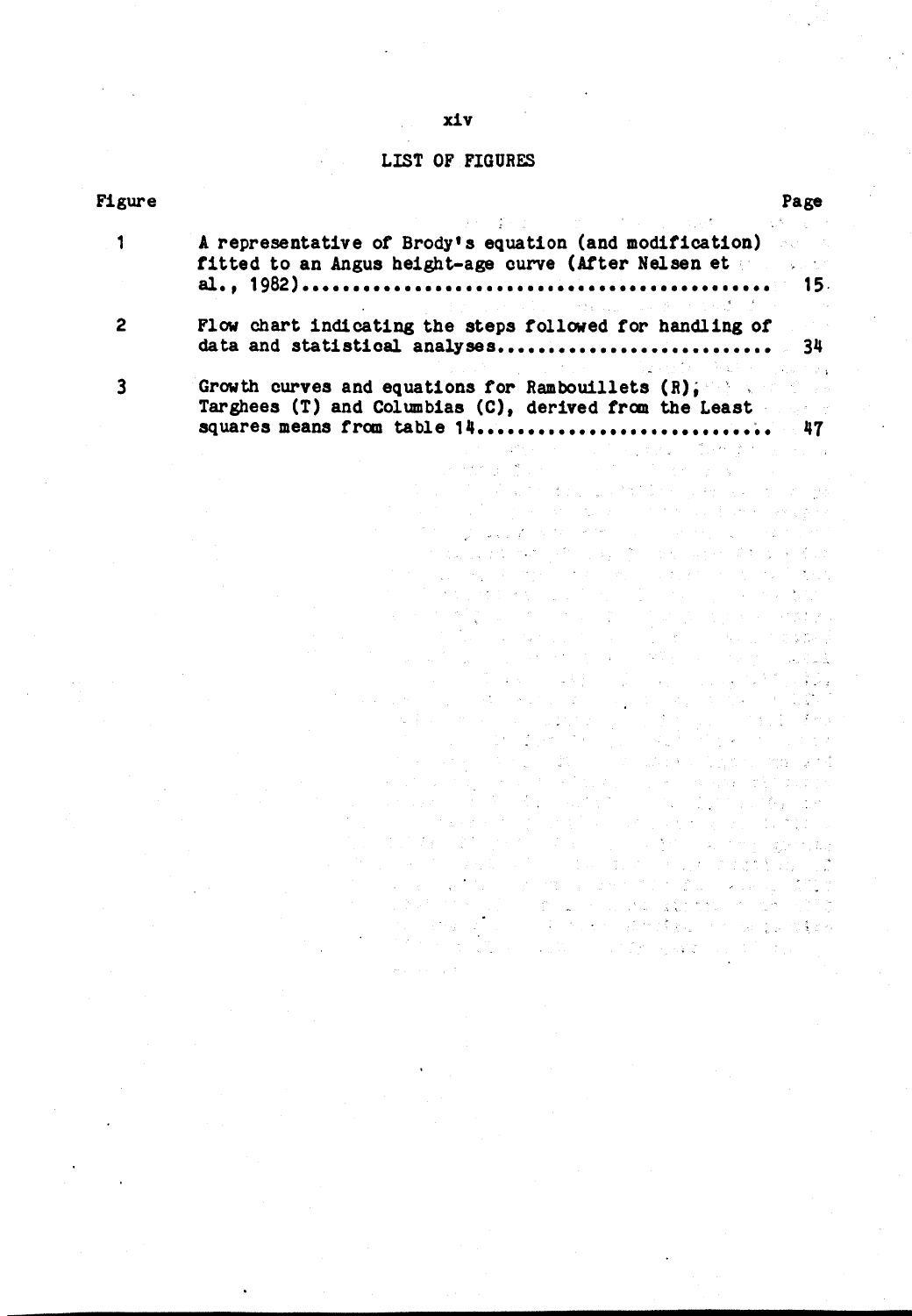## LIST OF FIGURES

| Figure | | Page |
|---|---|---|
| 1 | A representative of Brody's equation (and modification) fitted to an Angus height-age curve (After Nelsen et al., 1982) | 15 |
| 2 | Flow chart indicating the steps followed for handling of data and statistical analyses | 34 |
| 3 | Growth curves and equations for Rambouillets (R), Targhees (T) and Columbias (C), derived from the Least squares means from table 14 | 47 |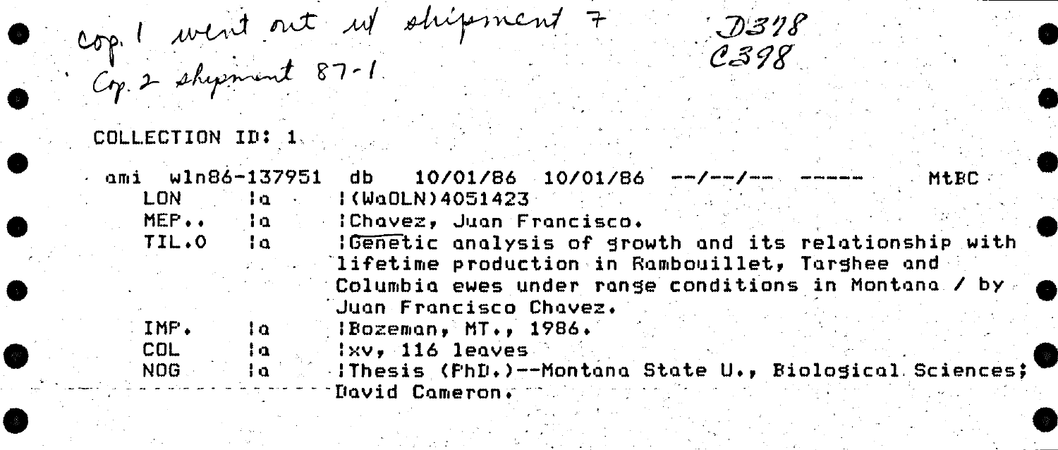Cop. 1 went out w/ shipment 7
Cop. 2 shipment 87-1.

D378
C398

COLLECTION ID: 1

```
ami  wln86-137951  db  10/01/86  10/01/86  --/--/--  -----    MtBC
    LON     |a    |(WaOLN)4051423
    MEP..   |a    |Chavez, Juan Francisco.
    TIL.0   |a    |Genetic analysis of growth and its relationship with
                   lifetime production in Rambouillet, Targhee and
                   Columbia ewes under range conditions in Montana / by
                   Juan Francisco Chavez.
    IMP.    |a    |Bozeman, MT., 1986.
    COL     |a    |xv, 116 leaves
    NOG     |a    |Thesis (PhD.)--Montana State U., Biological Sciences;
                   David Cameron.
```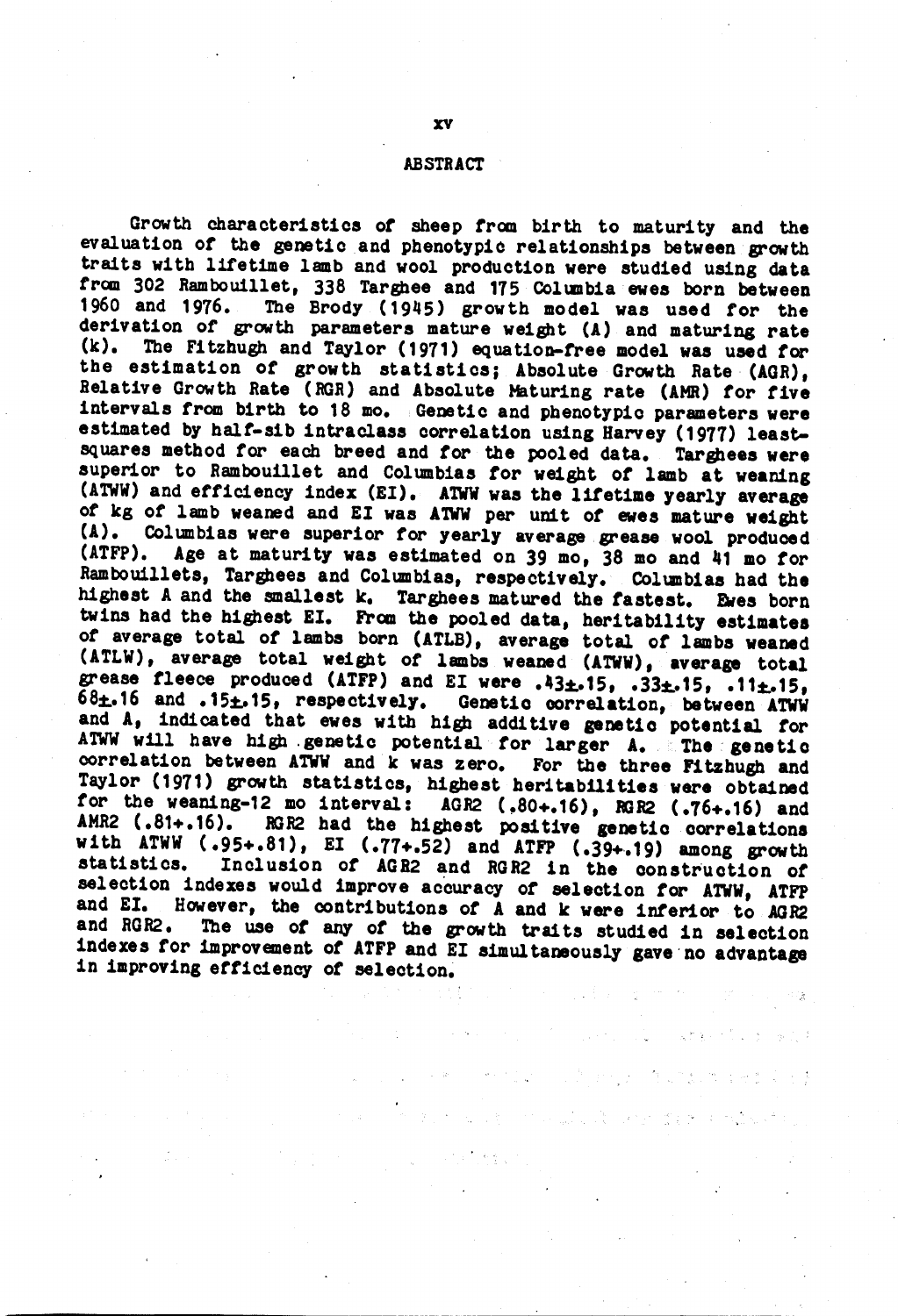## ABSTRACT

Growth characteristics of sheep from birth to maturity and the evaluation of the genetic and phenotypic relationships between growth traits with lifetime lamb and wool production were studied using data from 302 Rambouillet, 338 Targhee and 175 Columbia ewes born between 1960 and 1976. The Brody (1945) growth model was used for the derivation of growth parameters mature weight (A) and maturing rate (k). The Fitzhugh and Taylor (1971) equation-free model was used for the estimation of growth statistics; Absolute Growth Rate (AGR), Relative Growth Rate (RGR) and Absolute Maturing rate (AMR) for five intervals from birth to 18 mo. Genetic and phenotypic parameters were estimated by half-sib intraclass correlation using Harvey (1977) least-squares method for each breed and for the pooled data. Targhees were superior to Rambouillet and Columbias for weight of lamb at weaning (ATWW) and efficiency index (EI). ATWW was the lifetime yearly average of kg of lamb weaned and EI was ATWW per unit of ewes mature weight (A). Columbias were superior for yearly average grease wool produced (ATFP). Age at maturity was estimated on 39 mo, 38 mo and 41 mo for Rambouillets, Targhees and Columbias, respectively. Columbias had the highest A and the smallest k. Targhees matured the fastest. Ewes born twins had the highest EI. From the pooled data, heritability estimates of average total of lambs born (ATLB), average total of lambs weaned (ATLW), average total weight of lambs weaned (ATWW), average total grease fleece produced (ATFP) and EI were .43±.15, .33±.15, .11±.15, 68±.16 and .15±.15, respectively. Genetic correlation, between ATWW and A, indicated that ewes with high additive genetic potential for ATWW will have high genetic potential for larger A. The genetic correlation between ATWW and k was zero. For the three Fitzhugh and Taylor (1971) growth statistics, highest heritabilities were obtained for the weaning-12 mo interval: AGR2 (.80+.16), RGR2 (.76+.16) and AMR2 (.81+.16). RGR2 had the highest positive genetic correlations with ATWW (.95+.81), EI (.77+.52) and ATFP (.39+.19) among growth statistics. Inclusion of AGR2 and RGR2 in the construction of selection indexes would improve accuracy of selection for ATWW, ATFP and EI. However, the contributions of A and k were inferior to AGR2 and RGR2. The use of any of the growth traits studied in selection indexes for improvement of ATFP and EI simultaneously gave no advantage in improving efficiency of selection.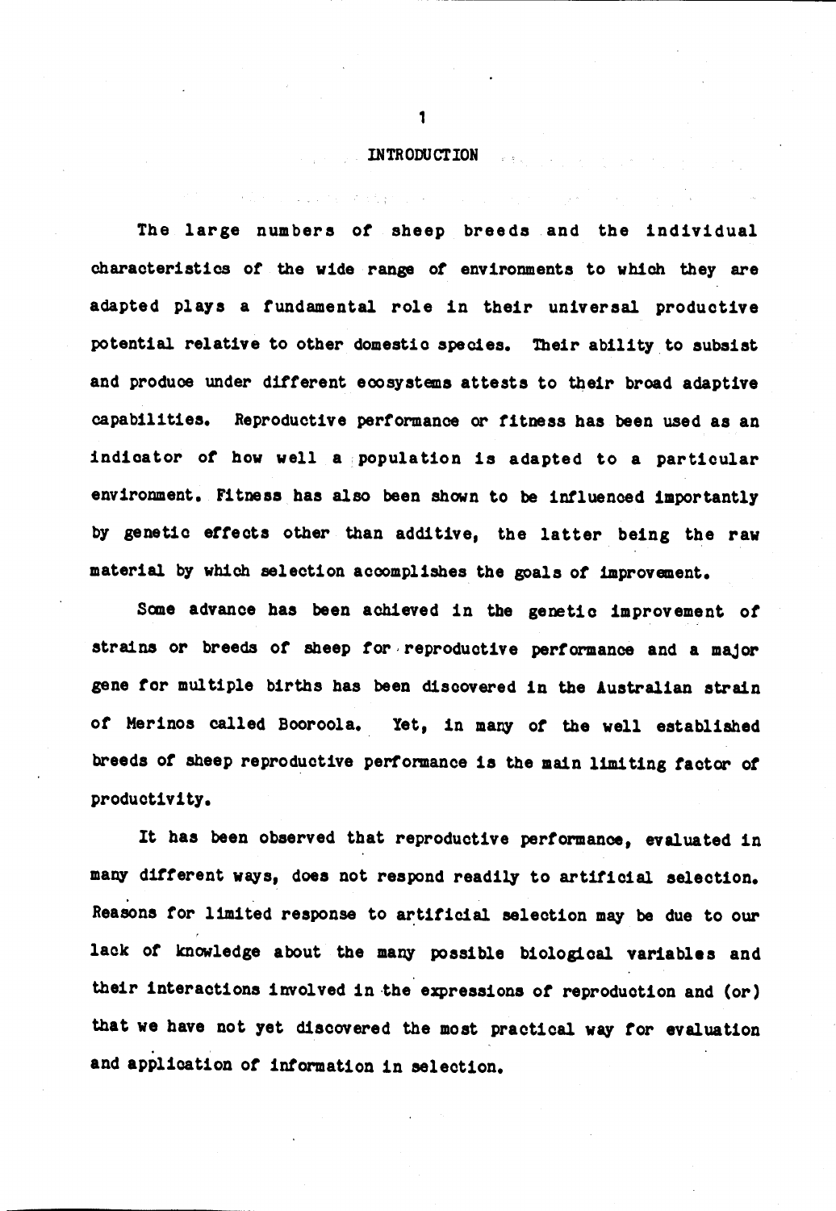# INTRODUCTION

The large numbers of sheep breeds and the individual characteristics of the wide range of environments to which they are adapted plays a fundamental role in their universal productive potential relative to other domestic species. Their ability to subsist and produce under different ecosystems attests to their broad adaptive capabilities. Reproductive performance or fitness has been used as an indicator of how well a population is adapted to a particular environment. Fitness has also been shown to be influenced importantly by genetic effects other than additive, the latter being the raw material by which selection accomplishes the goals of improvement.

Some advance has been achieved in the genetic improvement of strains or breeds of sheep for reproductive performance and a major gene for multiple births has been discovered in the Australian strain of Merinos called Booroola. Yet, in many of the well established breeds of sheep reproductive performance is the main limiting factor of productivity.

It has been observed that reproductive performance, evaluated in many different ways, does not respond readily to artificial selection. Reasons for limited response to artificial selection may be due to our lack of knowledge about the many possible biological variables and their interactions involved in the expressions of reproduction and (or) that we have not yet discovered the most practical way for evaluation and application of information in selection.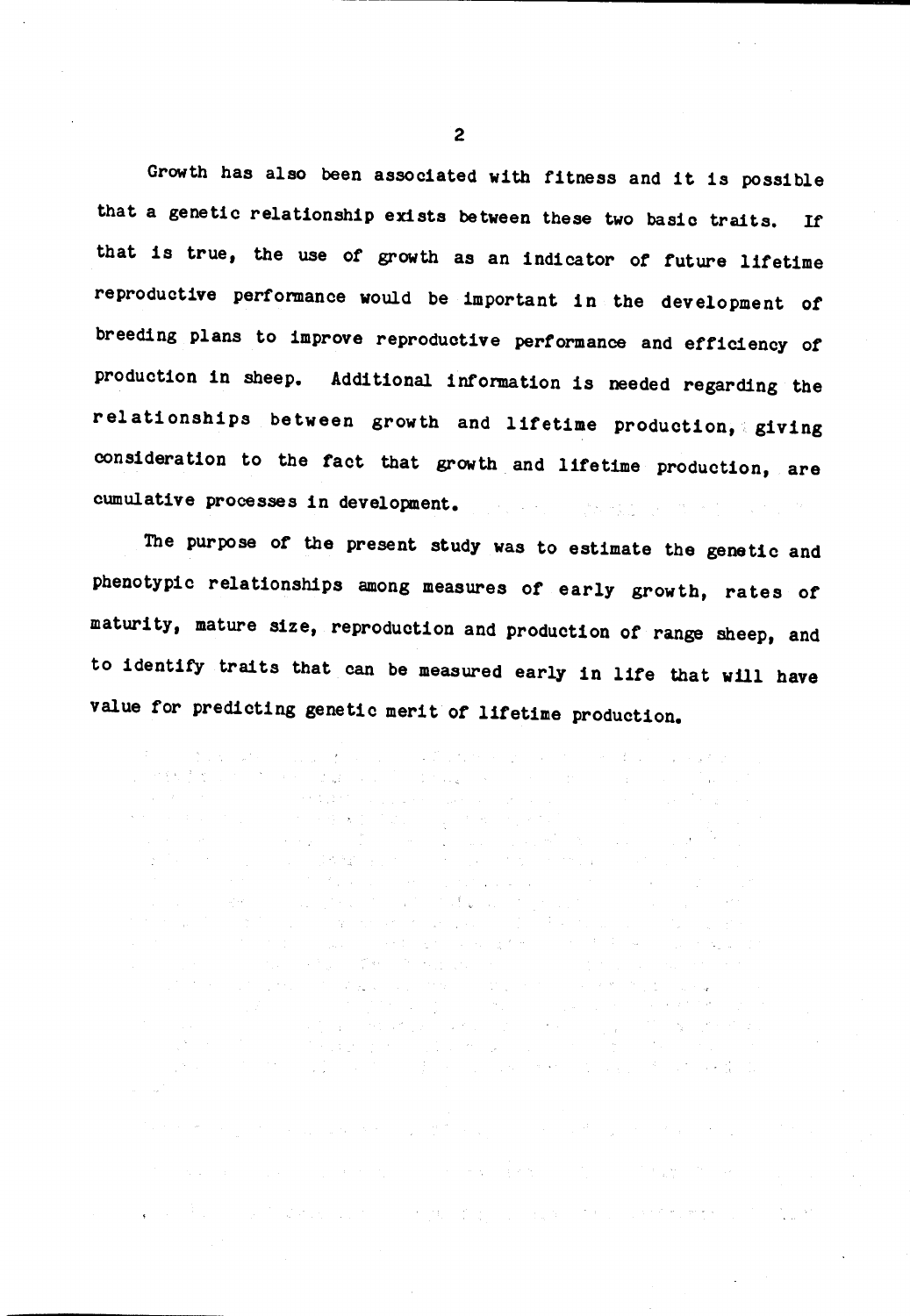Growth has also been associated with fitness and it is possible that a genetic relationship exists between these two basic traits. If that is true, the use of growth as an indicator of future lifetime reproductive performance would be important in the development of breeding plans to improve reproductive performance and efficiency of production in sheep. Additional information is needed regarding the relationships between growth and lifetime production, giving consideration to the fact that growth and lifetime production, are cumulative processes in development.

The purpose of the present study was to estimate the genetic and phenotypic relationships among measures of early growth, rates of maturity, mature size, reproduction and production of range sheep, and to identify traits that can be measured early in life that will have value for predicting genetic merit of lifetime production.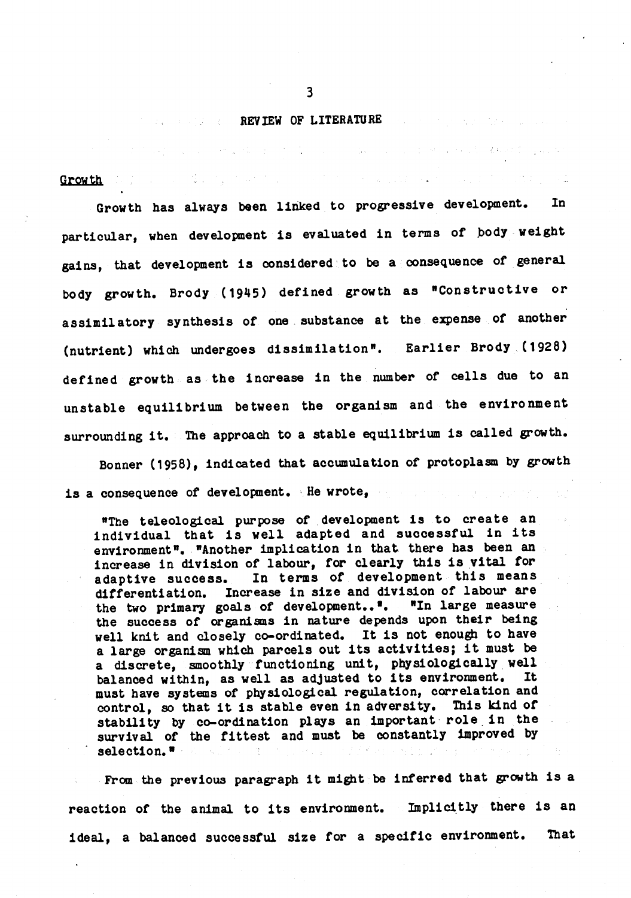# REVIEW OF LITERATURE

## Growth

Growth has always been linked to progressive development. In particular, when development is evaluated in terms of body weight gains, that development is considered to be a consequence of general body growth. Brody (1945) defined growth as "Constructive or assimilatory synthesis of one substance at the expense of another (nutrient) which undergoes dissimilation". Earlier Brody (1928) defined growth as the increase in the number of cells due to an unstable equilibrium between the organism and the environment surrounding it. The approach to a stable equilibrium is called growth.

Bonner (1958), indicated that accumulation of protoplasm by growth is a consequence of development. He wrote,

> "The teleological purpose of development is to create an individual that is well adapted and successful in its environment". "Another implication in that there has been an increase in division of labour, for clearly this is vital for adaptive success. In terms of development this means differentiation. Increase in size and division of labour are the two primary goals of development..". "In large measure the success of organisms in nature depends upon their being well knit and closely co-ordinated. It is not enough to have a large organism which parcels out its activities; it must be a discrete, smoothly functioning unit, physiologically well balanced within, as well as adjusted to its environment. It must have systems of physiological regulation, correlation and control, so that it is stable even in adversity. This kind of stability by co-ordination plays an important role in the survival of the fittest and must be constantly improved by selection."

From the previous paragraph it might be inferred that growth is a reaction of the animal to its environment. Implicitly there is an ideal, a balanced successful size for a specific environment. That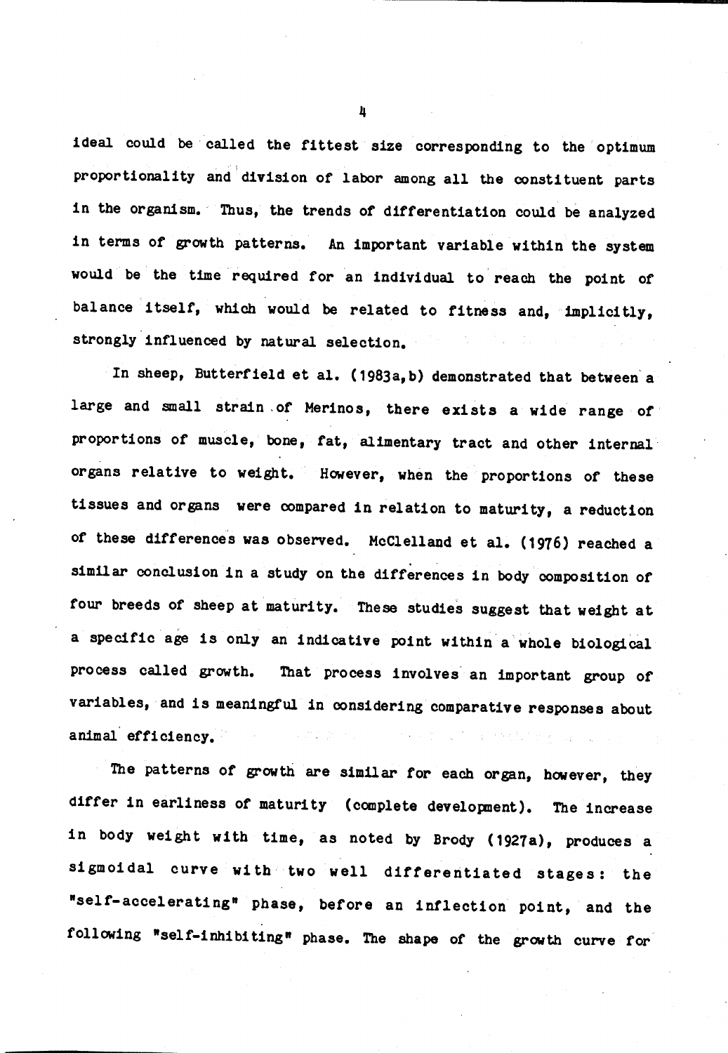ideal could be called the fittest size corresponding to the optimum proportionality and division of labor among all the constituent parts in the organism. Thus, the trends of differentiation could be analyzed in terms of growth patterns. An important variable within the system would be the time required for an individual to reach the point of balance itself, which would be related to fitness and, implicitly, strongly influenced by natural selection.

In sheep, Butterfield et al. (1983a,b) demonstrated that between a large and small strain of Merinos, there exists a wide range of proportions of muscle, bone, fat, alimentary tract and other internal organs relative to weight. However, when the proportions of these tissues and organs were compared in relation to maturity, a reduction of these differences was observed. McClelland et al. (1976) reached a similar conclusion in a study on the differences in body composition of four breeds of sheep at maturity. These studies suggest that weight at a specific age is only an indicative point within a whole biological process called growth. That process involves an important group of variables, and is meaningful in considering comparative responses about animal efficiency.

The patterns of growth are similar for each organ, however, they differ in earliness of maturity (complete development). The increase in body weight with time, as noted by Brody (1927a), produces a sigmoidal curve with two well differentiated stages: the "self-accelerating" phase, before an inflection point, and the following "self-inhibiting" phase. The shape of the growth curve for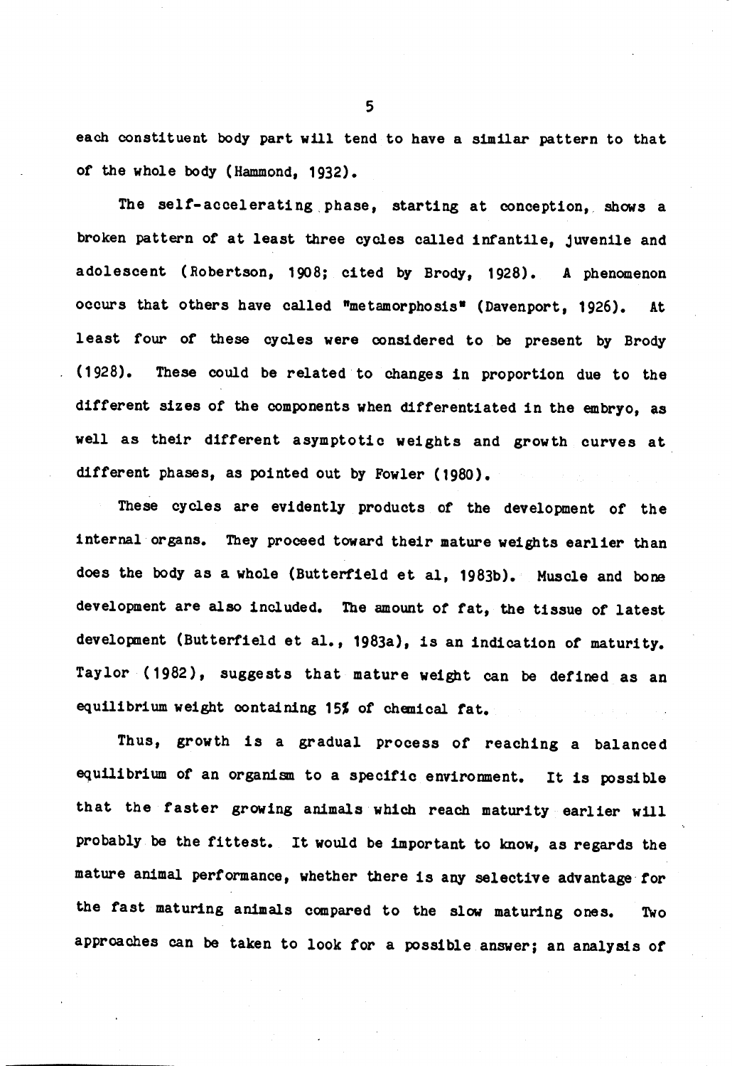each constituent body part will tend to have a similar pattern to that of the whole body (Hammond, 1932).

The self-accelerating phase, starting at conception, shows a broken pattern of at least three cycles called infantile, juvenile and adolescent (Robertson, 1908; cited by Brody, 1928). A phenomenon occurs that others have called "metamorphosis" (Davenport, 1926). At least four of these cycles were considered to be present by Brody (1928). These could be related to changes in proportion due to the different sizes of the components when differentiated in the embryo, as well as their different asymptotic weights and growth curves at different phases, as pointed out by Fowler (1980).

These cycles are evidently products of the development of the internal organs. They proceed toward their mature weights earlier than does the body as a whole (Butterfield et al, 1983b). Muscle and bone development are also included. The amount of fat, the tissue of latest development (Butterfield et al., 1983a), is an indication of maturity. Taylor (1982), suggests that mature weight can be defined as an equilibrium weight containing 15% of chemical fat.

Thus, growth is a gradual process of reaching a balanced equilibrium of an organism to a specific environment. It is possible that the faster growing animals which reach maturity earlier will probably be the fittest. It would be important to know, as regards the mature animal performance, whether there is any selective advantage for the fast maturing animals compared to the slow maturing ones. Two approaches can be taken to look for a possible answer; an analysis of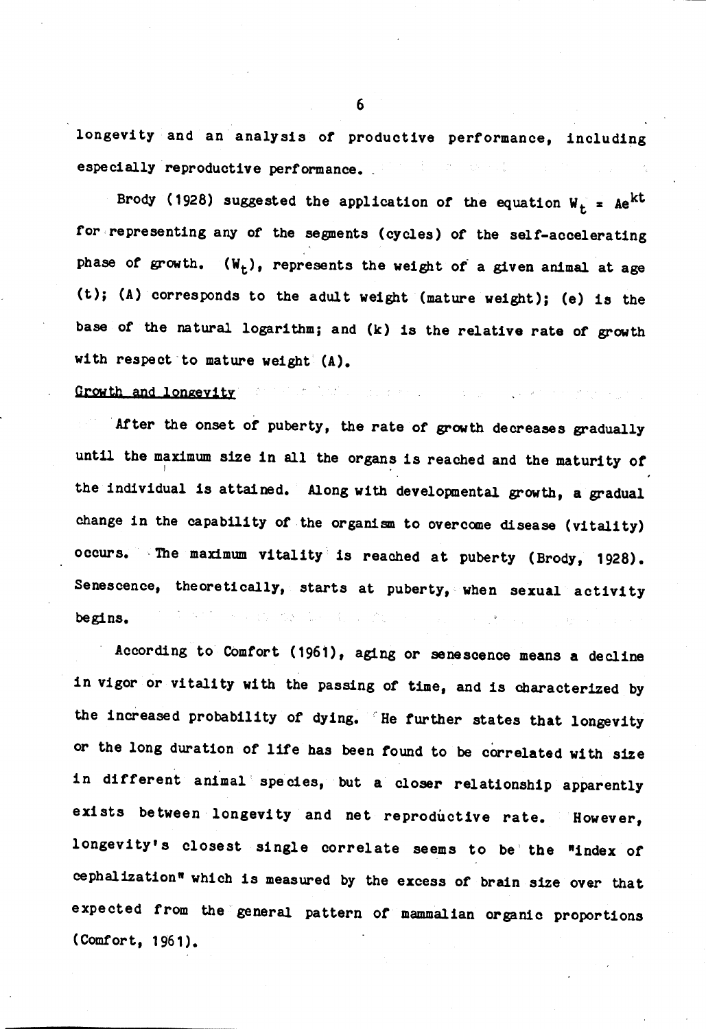longevity and an analysis of productive performance, including especially reproductive performance.

Brody (1928) suggested the application of the equation $W_t = Ae^{kt}$ for representing any of the segments (cycles) of the self-accelerating phase of growth. ($W_t$), represents the weight of a given animal at age (t); (A) corresponds to the adult weight (mature weight); (e) is the base of the natural logarithm; and (k) is the relative rate of growth with respect to mature weight (A).

## Growth and longevity

After the onset of puberty, the rate of growth decreases gradually until the maximum size in all the organs is reached and the maturity of the individual is attained. Along with developmental growth, a gradual change in the capability of the organism to overcome disease (vitality) occurs. The maximum vitality is reached at puberty (Brody, 1928). Senescence, theoretically, starts at puberty, when sexual activity begins.

According to Comfort (1961), aging or senescence means a decline in vigor or vitality with the passing of time, and is characterized by the increased probability of dying. He further states that longevity or the long duration of life has been found to be correlated with size in different animal species, but a closer relationship apparently exists between longevity and net reproductive rate. However, longevity's closest single correlate seems to be the "index of cephalization" which is measured by the excess of brain size over that expected from the general pattern of mammalian organic proportions (Comfort, 1961).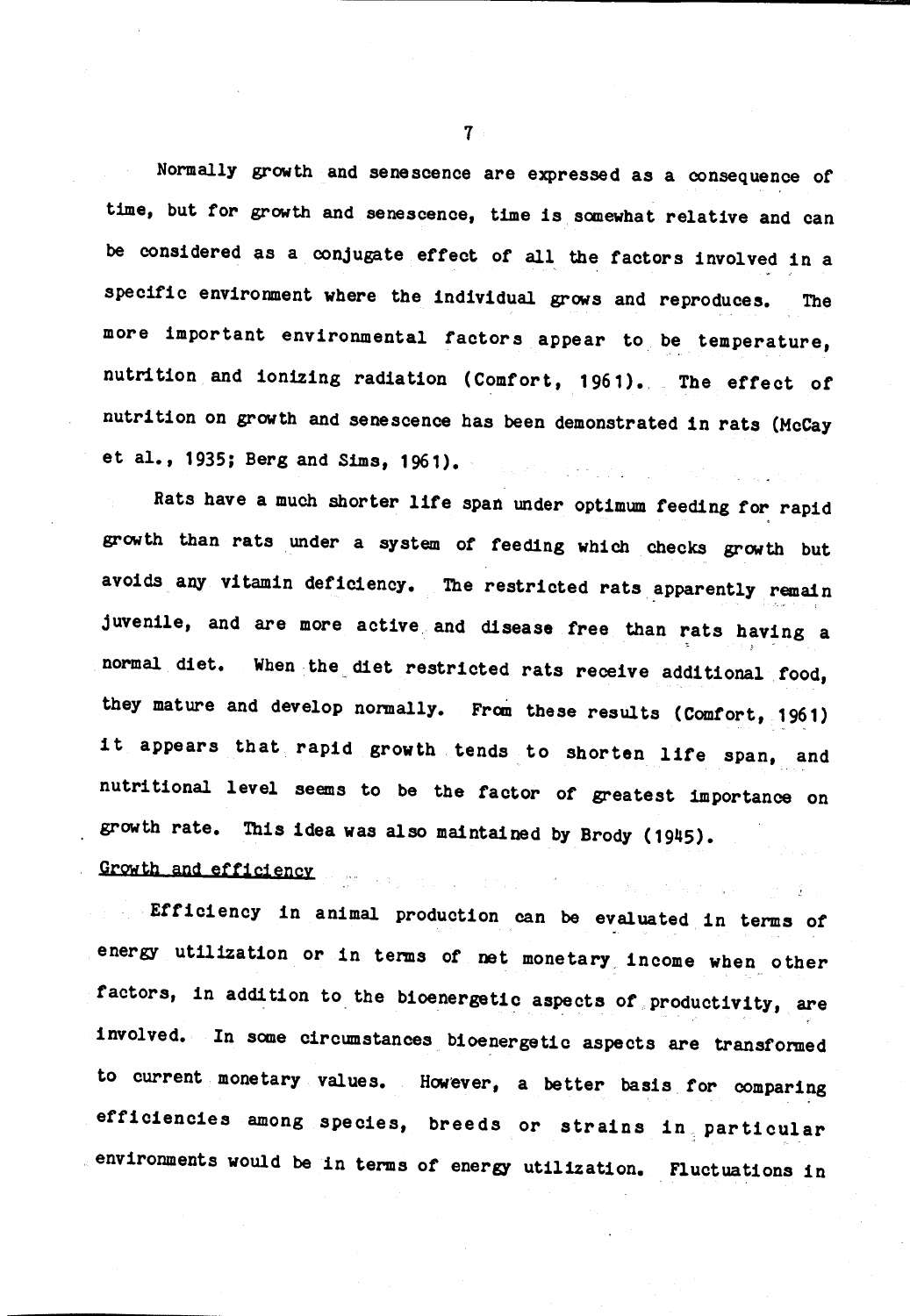Normally growth and senescence are expressed as a consequence of time, but for growth and senescence, time is somewhat relative and can be considered as a conjugate effect of all the factors involved in a specific environment where the individual grows and reproduces. The more important environmental factors appear to be temperature, nutrition and ionizing radiation (Comfort, 1961). The effect of nutrition on growth and senescence has been demonstrated in rats (McCay et al., 1935; Berg and Sims, 1961).

Rats have a much shorter life span under optimum feeding for rapid growth than rats under a system of feeding which checks growth but avoids any vitamin deficiency. The restricted rats apparently remain juvenile, and are more active and disease free than rats having a normal diet. When the diet restricted rats receive additional food, they mature and develop normally. From these results (Comfort, 1961) it appears that rapid growth tends to shorten life span, and nutritional level seems to be the factor of greatest importance on growth rate. This idea was also maintained by Brody (1945).

### Growth and efficiency

Efficiency in animal production can be evaluated in terms of energy utilization or in terms of net monetary income when other factors, in addition to the bioenergetic aspects of productivity, are involved. In some circumstances bioenergetic aspects are transformed to current monetary values. However, a better basis for comparing efficiencies among species, breeds or strains in particular environments would be in terms of energy utilization. Fluctuations in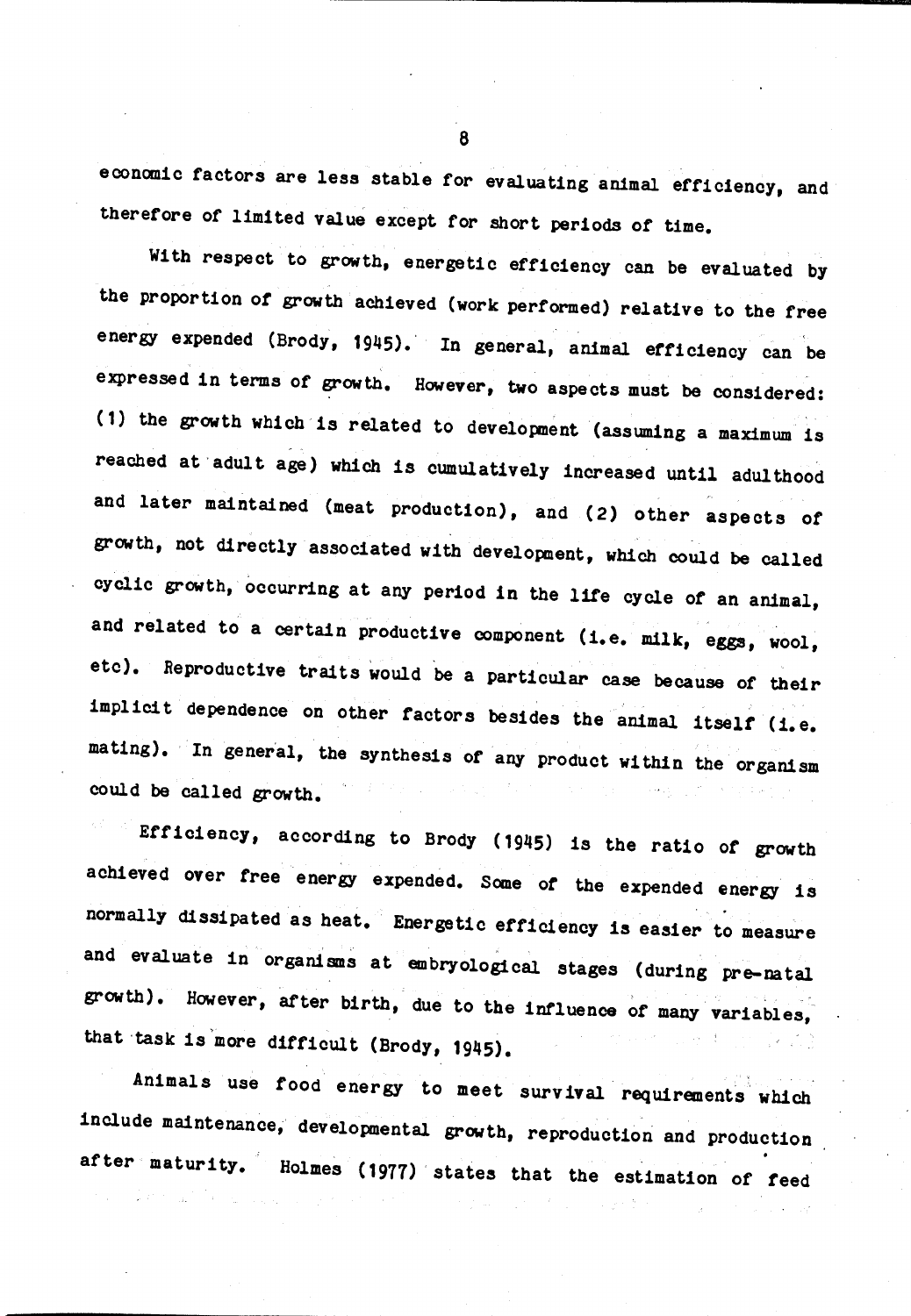economic factors are less stable for evaluating animal efficiency, and therefore of limited value except for short periods of time.

With respect to growth, energetic efficiency can be evaluated by the proportion of growth achieved (work performed) relative to the free energy expended (Brody, 1945). In general, animal efficiency can be expressed in terms of growth. However, two aspects must be considered: (1) the growth which is related to development (assuming a maximum is reached at adult age) which is cumulatively increased until adulthood and later maintained (meat production), and (2) other aspects of growth, not directly associated with development, which could be called cyclic growth, occurring at any period in the life cycle of an animal, and related to a certain productive component (i.e. milk, eggs, wool, etc). Reproductive traits would be a particular case because of their implicit dependence on other factors besides the animal itself (i.e. mating). In general, the synthesis of any product within the organism could be called growth.

Efficiency, according to Brody (1945) is the ratio of growth achieved over free energy expended. Some of the expended energy is normally dissipated as heat. Energetic efficiency is easier to measure and evaluate in organisms at embryological stages (during pre-natal growth). However, after birth, due to the influence of many variables, that task is more difficult (Brody, 1945).

Animals use food energy to meet survival requirements which include maintenance, developmental growth, reproduction and production after maturity. Holmes (1977) states that the estimation of feed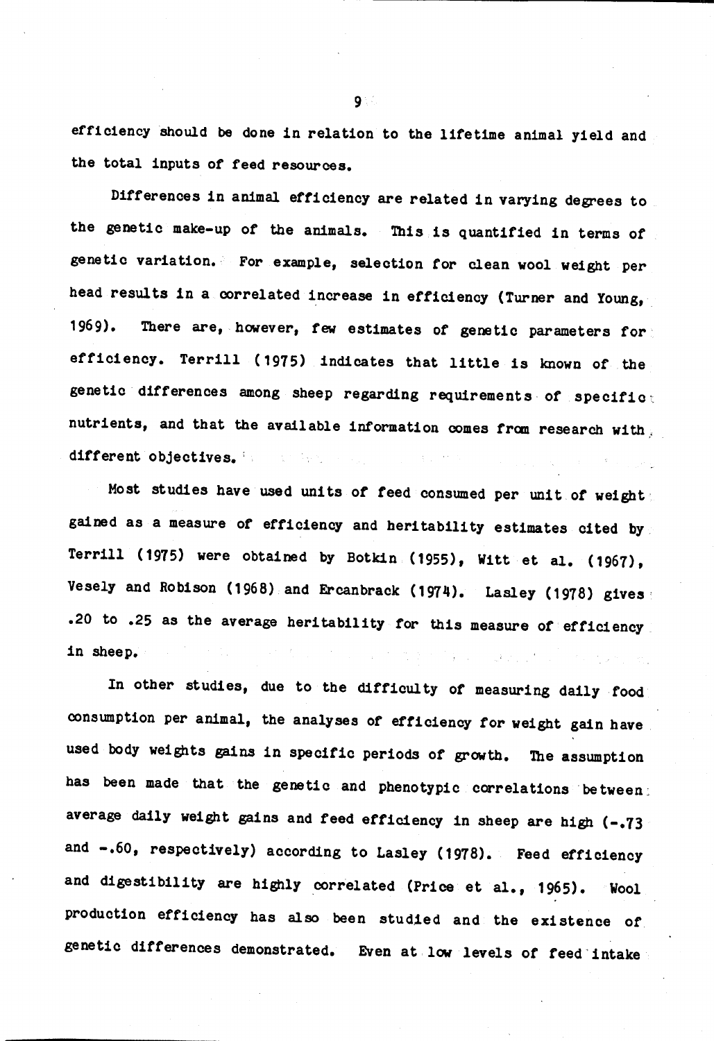efficiency should be done in relation to the lifetime animal yield and the total inputs of feed resources.

Differences in animal efficiency are related in varying degrees to the genetic make-up of the animals. This is quantified in terms of genetic variation. For example, selection for clean wool weight per head results in a correlated increase in efficiency (Turner and Young, 1969). There are, however, few estimates of genetic parameters for efficiency. Terrill (1975) indicates that little is known of the genetic differences among sheep regarding requirements of specific nutrients, and that the available information comes from research with different objectives.

Most studies have used units of feed consumed per unit of weight gained as a measure of efficiency and heritability estimates cited by Terrill (1975) were obtained by Botkin (1955), Witt et al. (1967), Vesely and Robison (1968) and Ercanbrack (1974). Lasley (1978) gives .20 to .25 as the average heritability for this measure of efficiency in sheep.

In other studies, due to the difficulty of measuring daily food consumption per animal, the analyses of efficiency for weight gain have used body weights gains in specific periods of growth. The assumption has been made that the genetic and phenotypic correlations between average daily weight gains and feed efficiency in sheep are high (-.73 and -.60, respectively) according to Lasley (1978). Feed efficiency and digestibility are highly correlated (Price et al., 1965). Wool production efficiency has also been studied and the existence of genetic differences demonstrated. Even at low levels of feed intake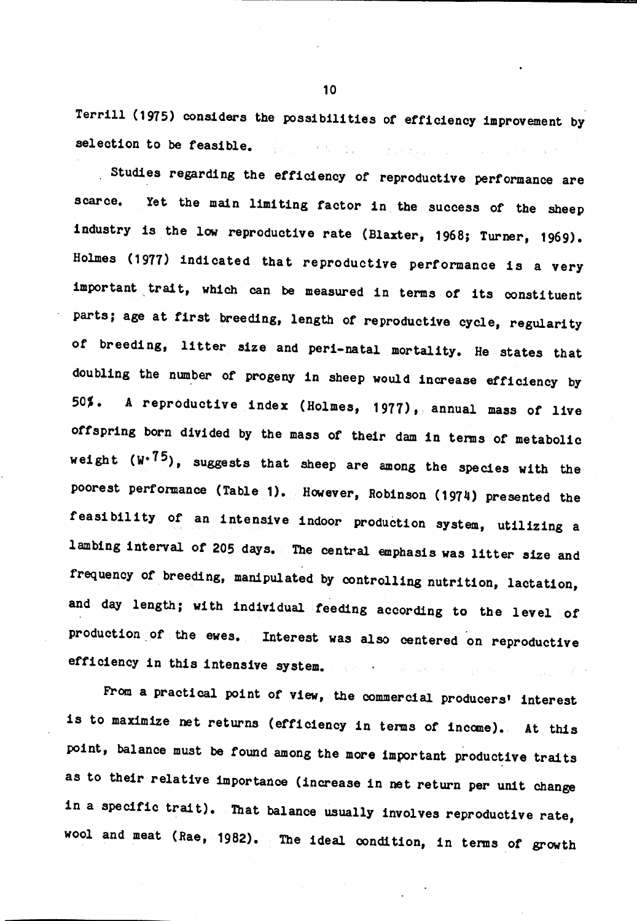Terrill (1975) considers the possibilities of efficiency improvement by selection to be feasible.

Studies regarding the efficiency of reproductive performance are scarce. Yet the main limiting factor in the success of the sheep industry is the low reproductive rate (Blaxter, 1968; Turner, 1969). Holmes (1977) indicated that reproductive performance is a very important trait, which can be measured in terms of its constituent parts; age at first breeding, length of reproductive cycle, regularity of breeding, litter size and peri-natal mortality. He states that doubling the number of progeny in sheep would increase efficiency by 50%. A reproductive index (Holmes, 1977), annual mass of live offspring born divided by the mass of their dam in terms of metabolic weight ($W^{.75}$), suggests that sheep are among the species with the poorest performance (Table 1). However, Robinson (1974) presented the feasibility of an intensive indoor production system, utilizing a lambing interval of 205 days. The central emphasis was litter size and frequency of breeding, manipulated by controlling nutrition, lactation, and day length; with individual feeding according to the level of production of the ewes. Interest was also centered on reproductive efficiency in this intensive system.

From a practical point of view, the commercial producers' interest is to maximize net returns (efficiency in terms of income). At this point, balance must be found among the more important productive traits as to their relative importance (increase in net return per unit change in a specific trait). That balance usually involves reproductive rate, wool and meat (Rae, 1982). The ideal condition, in terms of growth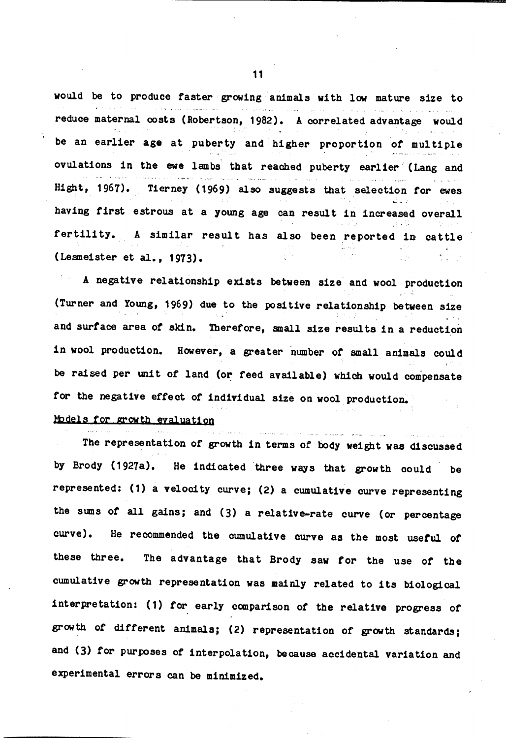would be to produce faster growing animals with low mature size to reduce maternal costs (Robertson, 1982). A correlated advantage would be an earlier age at puberty and higher proportion of multiple ovulations in the ewe lambs that reached puberty earlier (Lang and Hight, 1967). Tierney (1969) also suggests that selection for ewes having first estrous at a young age can result in increased overall fertility. A similar result has also been reported in cattle (Lesmeister et al., 1973).

A negative relationship exists between size and wool production (Turner and Young, 1969) due to the positive relationship between size and surface area of skin. Therefore, small size results in a reduction in wool production. However, a greater number of small animals could be raised per unit of land (or feed available) which would compensate for the negative effect of individual size on wool production.

## Models for growth evaluation

The representation of growth in terms of body weight was discussed by Brody (1927a). He indicated three ways that growth could be represented: (1) a velocity curve; (2) a cumulative curve representing the sums of all gains; and (3) a relative-rate curve (or percentage curve). He recommended the cumulative curve as the most useful of these three. The advantage that Brody saw for the use of the cumulative growth representation was mainly related to its biological interpretation: (1) for early comparison of the relative progress of growth of different animals; (2) representation of growth standards; and (3) for purposes of interpolation, because accidental variation and experimental errors can be minimized.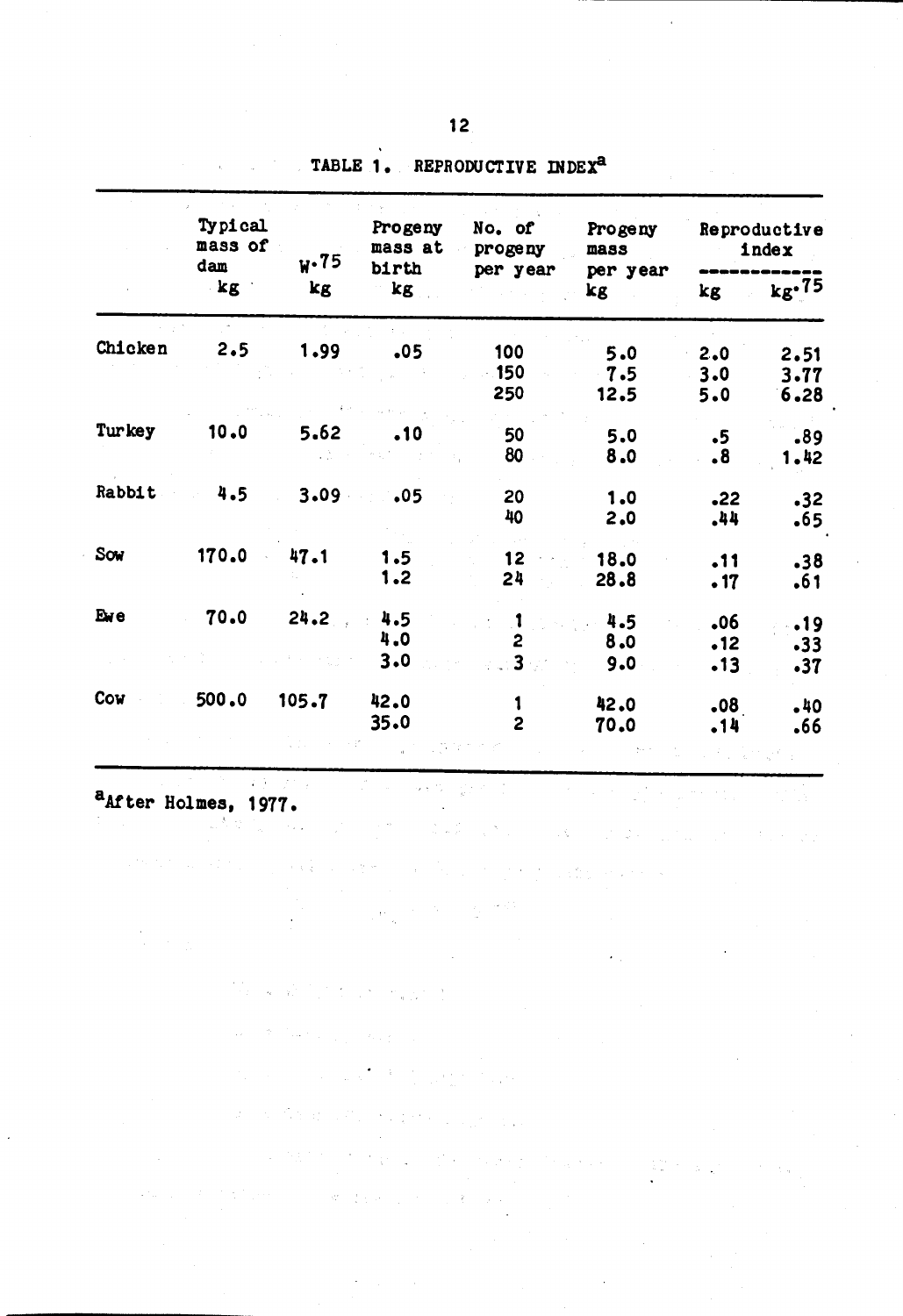TABLE 1. REPRODUCTIVE INDEX[a]

| | Typical mass of dam kg | $W^{.75}$ kg | Progeny mass at birth kg | No. of progeny per year | Progeny mass per year kg | Reproductive index | |
|---|---|---|---|---|---|---|---|
| | | | | | | kg | $kg^{.75}$ |
| Chicken | 2.5 | 1.99 | .05 | 100 | 5.0 | 2.0 | 2.51 |
| | | | | 150 | 7.5 | 3.0 | 3.77 |
| | | | | 250 | 12.5 | 5.0 | 6.28 |
| Turkey | 10.0 | 5.62 | .10 | 50 | 5.0 | .5 | .89 |
| | | | | 80 | 8.0 | .8 | 1.42 |
| Rabbit | 4.5 | 3.09 | .05 | 20 | 1.0 | .22 | .32 |
| | | | | 40 | 2.0 | .44 | .65 |
| Sow | 170.0 | 47.1 | 1.5 | 12 | 18.0 | .11 | .38 |
| | | | 1.2 | 24 | 28.8 | .17 | .61 |
| Ewe | 70.0 | 24.2 | 4.5 | 1 | 4.5 | .06 | .19 |
| | | | 4.0 | 2 | 8.0 | .12 | .33 |
| | | | 3.0 | 3 | 9.0 | .13 | .37 |
| Cow | 500.0 | 105.7 | 42.0 | 1 | 42.0 | .08 | .40 |
| | | | 35.0 | 2 | 70.0 | .14 | .66 |

[a]After Holmes, 1977.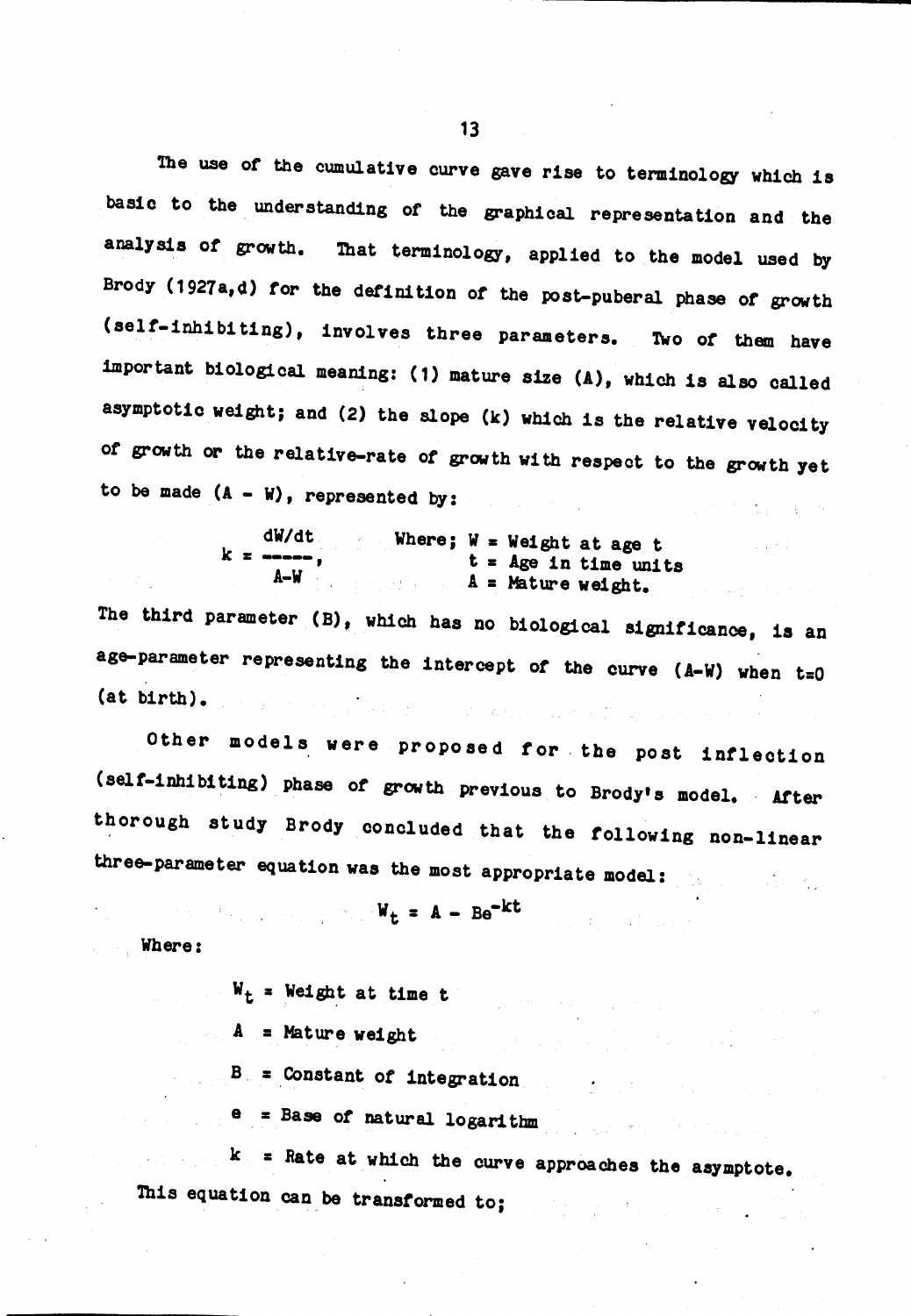The use of the cumulative curve gave rise to terminology which is basic to the understanding of the graphical representation and the analysis of growth. That terminology, applied to the model used by Brody (1927a,d) for the definition of the post-puberal phase of growth (self-inhibiting), involves three parameters. Two of them have important biological meaning: (1) mature size (A), which is also called asymptotic weight; and (2) the slope (k) which is the relative velocity of growth or the relative-rate of growth with respect to the growth yet to be made (A - W), represented by:

$$k = \frac{dW/dt}{A-W},$$

Where; W = Weight at age t
t = Age in time units
A = Mature weight.

The third parameter (B), which has no biological significance, is an age-parameter representing the intercept of the curve (A-W) when t=0 (at birth).

Other models were proposed for the post inflection (self-inhibiting) phase of growth previous to Brody's model. After thorough study Brody concluded that the following non-linear three-parameter equation was the most appropriate model:

$$W_t = A - Be^{-kt}$$

Where:

$W_t$ = Weight at time t

A = Mature weight

B = Constant of integration

e = Base of natural logarithm

k = Rate at which the curve approaches the asymptote.

This equation can be transformed to;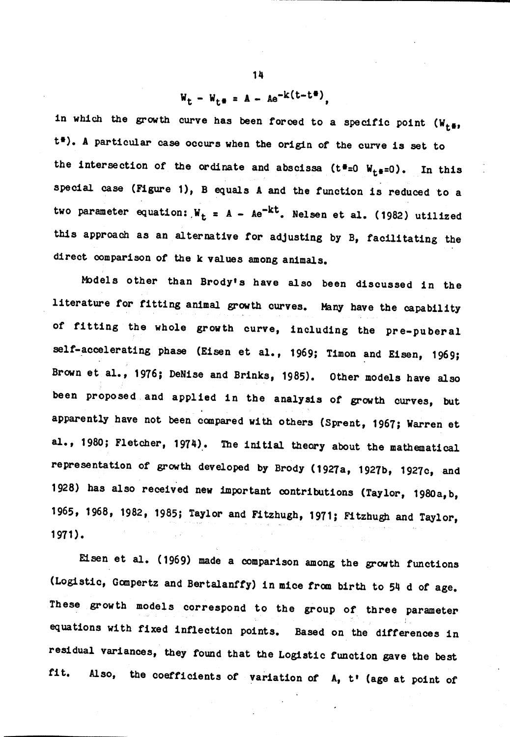$$W_t - W_{t*} = A - Ae^{-k(t-t*)},$$

in which the growth curve has been forced to a specific point ($W_{t*}$, $t*$). A particular case occurs when the origin of the curve is set to the intersection of the ordinate and abscissa ($t*=0$ $W_{t*}=0$). In this special case (Figure 1), B equals A and the function is reduced to a two parameter equation: $W_t = A - Ae^{-kt}$. Nelsen et al. (1982) utilized this approach as an alternative for adjusting by B, facilitating the direct comparison of the k values among animals.

Models other than Brody's have also been discussed in the literature for fitting animal growth curves. Many have the capability of fitting the whole growth curve, including the pre-puberal self-accelerating phase (Eisen et al., 1969; Timon and Eisen, 1969; Brown et al., 1976; DeNise and Brinks, 1985). Other models have also been proposed and applied in the analysis of growth curves, but apparently have not been compared with others (Sprent, 1967; Warren et al., 1980; Fletcher, 1974). The initial theory about the mathematical representation of growth developed by Brody (1927a, 1927b, 1927c, and 1928) has also received new important contributions (Taylor, 1980a,b, 1965, 1968, 1982, 1985; Taylor and Fitzhugh, 1971; Fitzhugh and Taylor, 1971).

Eisen et al. (1969) made a comparison among the growth functions (Logistic, Gompertz and Bertalanffy) in mice from birth to 54 d of age. These growth models correspond to the group of three parameter equations with fixed inflection points. Based on the differences in residual variances, they found that the Logistic function gave the best fit. Also, the coefficients of variation of A, t' (age at point of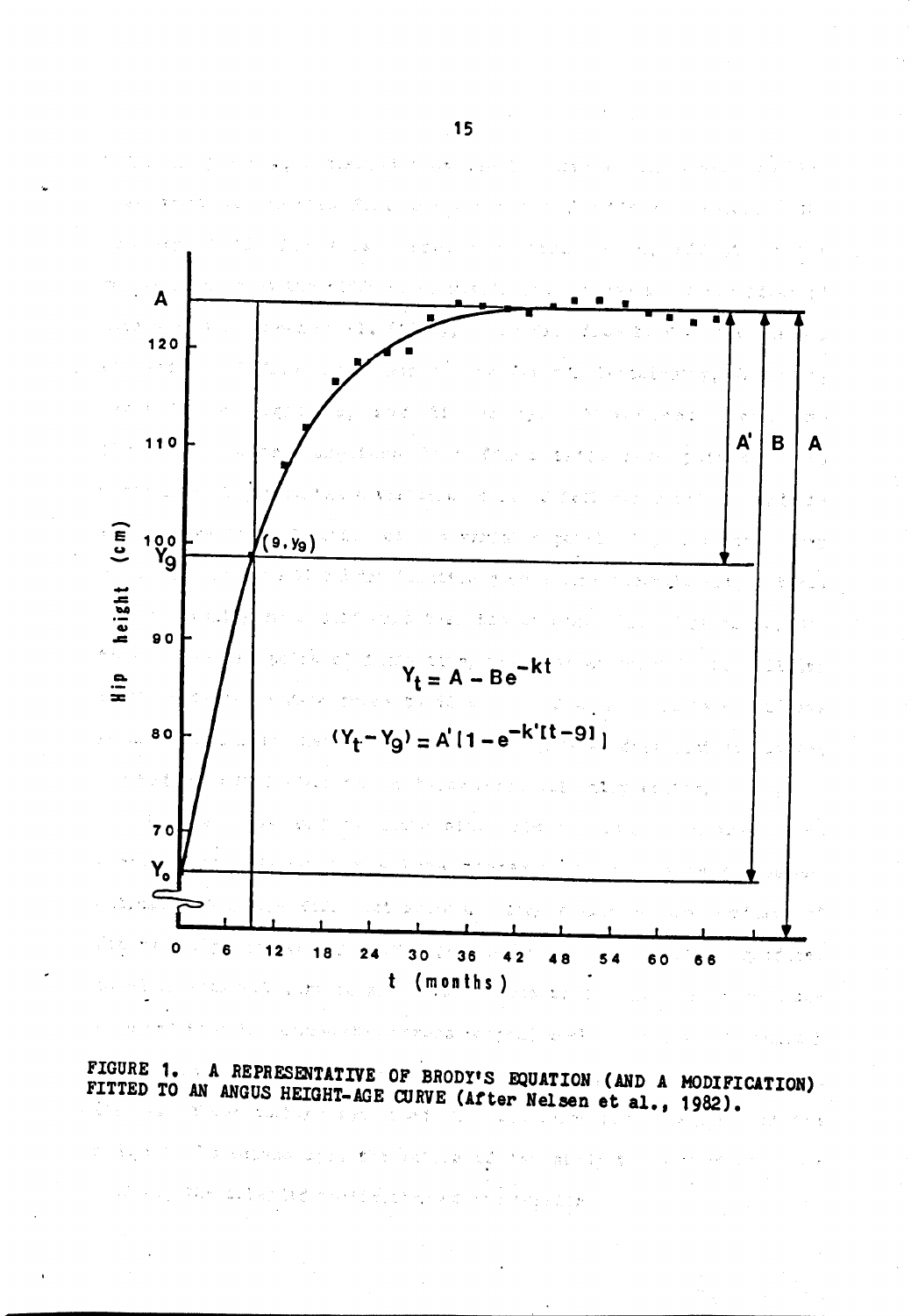FIGURE 1. A REPRESENTATIVE OF BRODY'S EQUATION (AND A MODIFICATION) FITTED TO AN ANGUS HEIGHT-AGE CURVE (After Nelsen et al., 1982).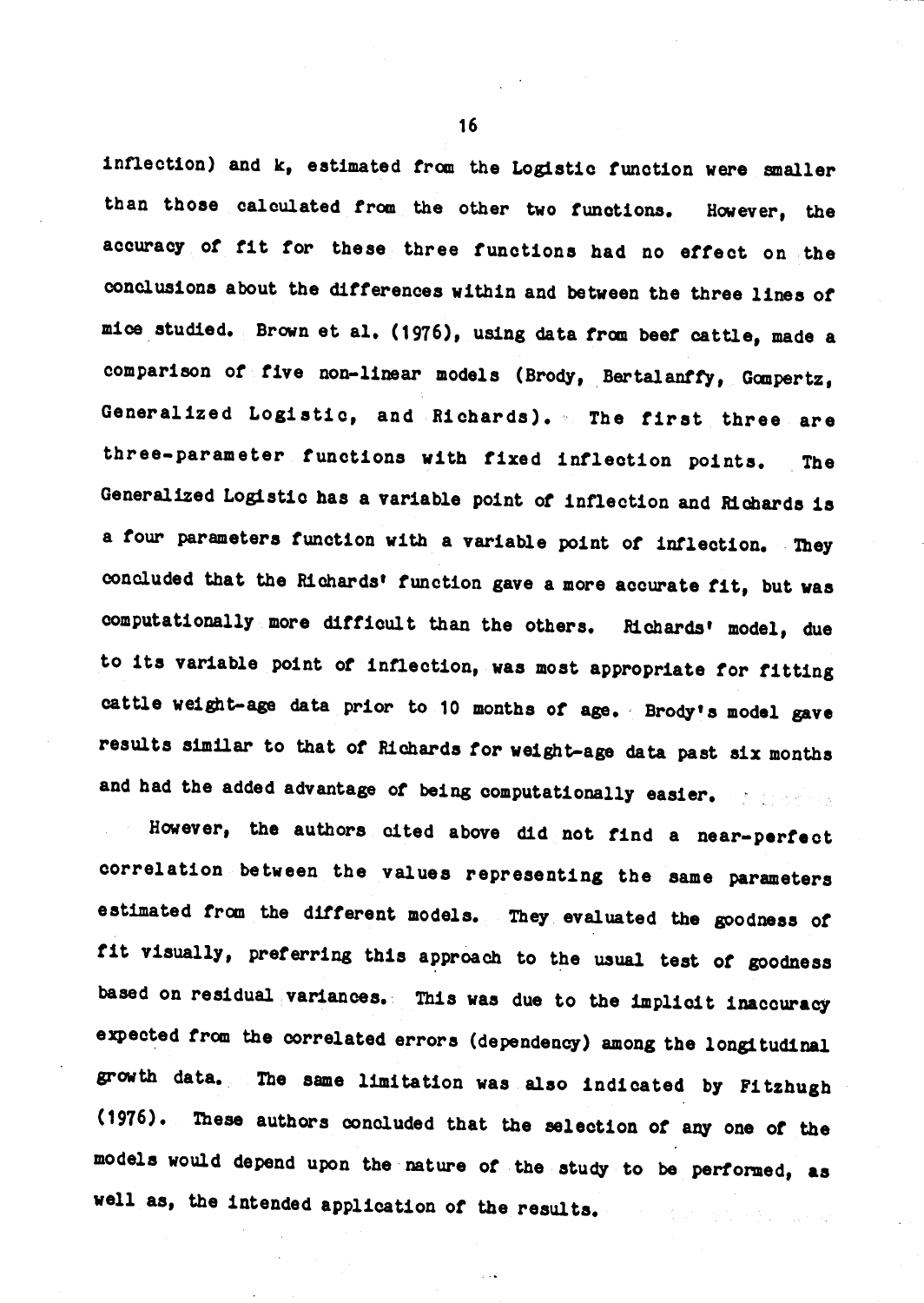inflection) and k, estimated from the Logistic function were smaller than those calculated from the other two functions. However, the accuracy of fit for these three functions had no effect on the conclusions about the differences within and between the three lines of mice studied. Brown et al. (1976), using data from beef cattle, made a comparison of five non-linear models (Brody, Bertalanffy, Gompertz, Generalized Logistic, and Richards). The first three are three-parameter functions with fixed inflection points. The Generalized Logistic has a variable point of inflection and Richards is a four parameters function with a variable point of inflection. They concluded that the Richards' function gave a more accurate fit, but was computationally more difficult than the others. Richards' model, due to its variable point of inflection, was most appropriate for fitting cattle weight-age data prior to 10 months of age. Brody's model gave results similar to that of Richards for weight-age data past six months and had the added advantage of being computationally easier.

However, the authors cited above did not find a near-perfect correlation between the values representing the same parameters estimated from the different models. They evaluated the goodness of fit visually, preferring this approach to the usual test of goodness based on residual variances. This was due to the implicit inaccuracy expected from the correlated errors (dependency) among the longitudinal growth data. The same limitation was also indicated by Fitzhugh (1976). These authors concluded that the selection of any one of the models would depend upon the nature of the study to be performed, as well as, the intended application of the results.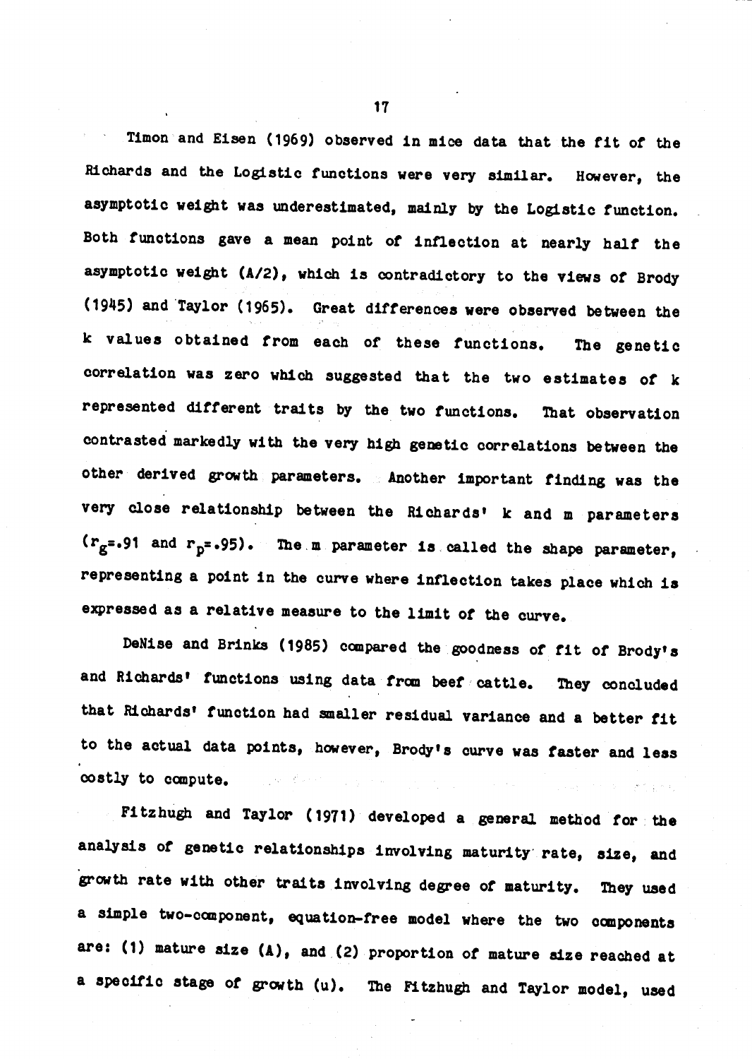Timon and Eisen (1969) observed in mice data that the fit of the Richards and the Logistic functions were very similar. However, the asymptotic weight was underestimated, mainly by the Logistic function. Both functions gave a mean point of inflection at nearly half the asymptotic weight (A/2), which is contradictory to the views of Brody (1945) and Taylor (1965). Great differences were observed between the k values obtained from each of these functions. The genetic correlation was zero which suggested that the two estimates of k represented different traits by the two functions. That observation contrasted markedly with the very high genetic correlations between the other derived growth parameters. Another important finding was the very close relationship between the Richards' k and m parameters ($r_g$=.91 and $r_p$=.95). The m parameter is called the shape parameter, representing a point in the curve where inflection takes place which is expressed as a relative measure to the limit of the curve.

DeNise and Brinks (1985) compared the goodness of fit of Brody's and Richards' functions using data from beef cattle. They concluded that Richards' function had smaller residual variance and a better fit to the actual data points, however, Brody's curve was faster and less costly to compute.

Fitzhugh and Taylor (1971) developed a general method for the analysis of genetic relationships involving maturity rate, size, and growth rate with other traits involving degree of maturity. They used a simple two-component, equation-free model where the two components are: (1) mature size (A), and (2) proportion of mature size reached at a specific stage of growth (u). The Fitzhugh and Taylor model, used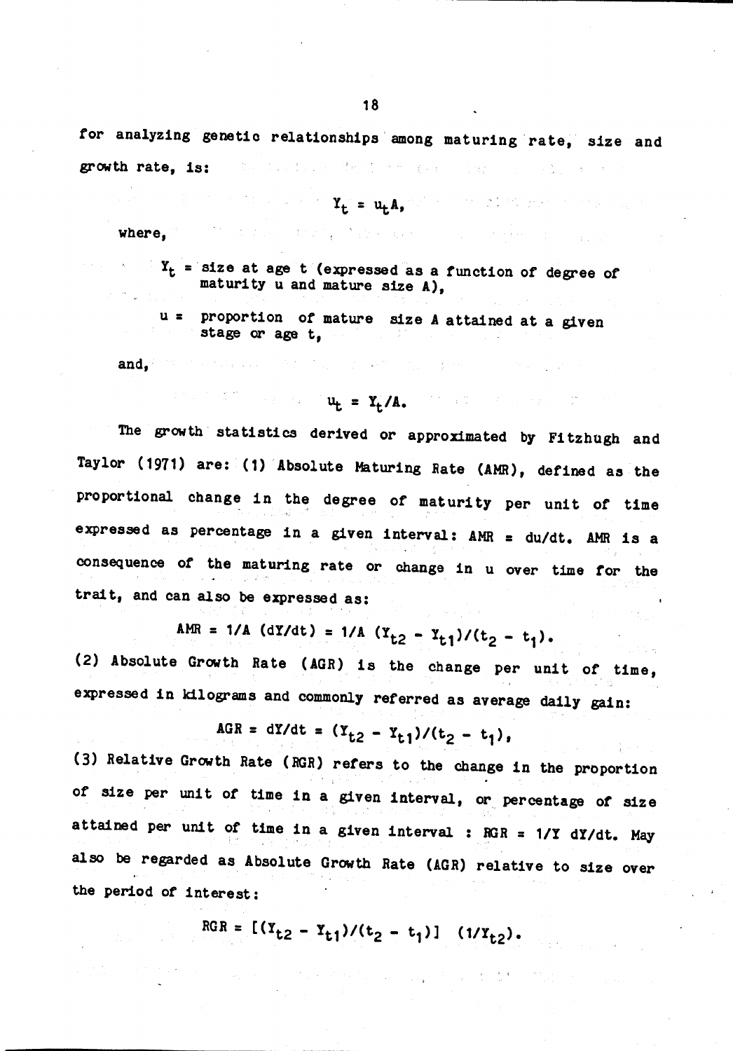for analyzing genetic relationships among maturing rate, size and growth rate, is:

$$Y_t = u_t A,$$

where,

> $Y_t$ = size at age t (expressed as a function of degree of maturity u and mature size A),
>
> u = proportion of mature size A attained at a given stage or age t,

and,

$$u_t = Y_t/A.$$

The growth statistics derived or approximated by Fitzhugh and Taylor (1971) are: (1) Absolute Maturing Rate (AMR), defined as the proportional change in the degree of maturity per unit of time expressed as percentage in a given interval: AMR = du/dt. AMR is a consequence of the maturing rate or change in u over time for the trait, and can also be expressed as:

$$AMR = 1/A\ (dY/dt) = 1/A\ (Y_{t2} - Y_{t1})/(t_2 - t_1).$$

(2) Absolute Growth Rate (AGR) is the change per unit of time, expressed in kilograms and commonly referred as average daily gain:

$$AGR = dY/dt = (Y_{t2} - Y_{t1})/(t_2 - t_1),$$

(3) Relative Growth Rate (RGR) refers to the change in the proportion of size per unit of time in a given interval, or percentage of size attained per unit of time in a given interval : RGR = 1/Y dY/dt. May also be regarded as Absolute Growth Rate (AGR) relative to size over the period of interest:

$$RGR = [(Y_{t2} - Y_{t1})/(t_2 - t_1)]\ \ (1/Y_{t2}).$$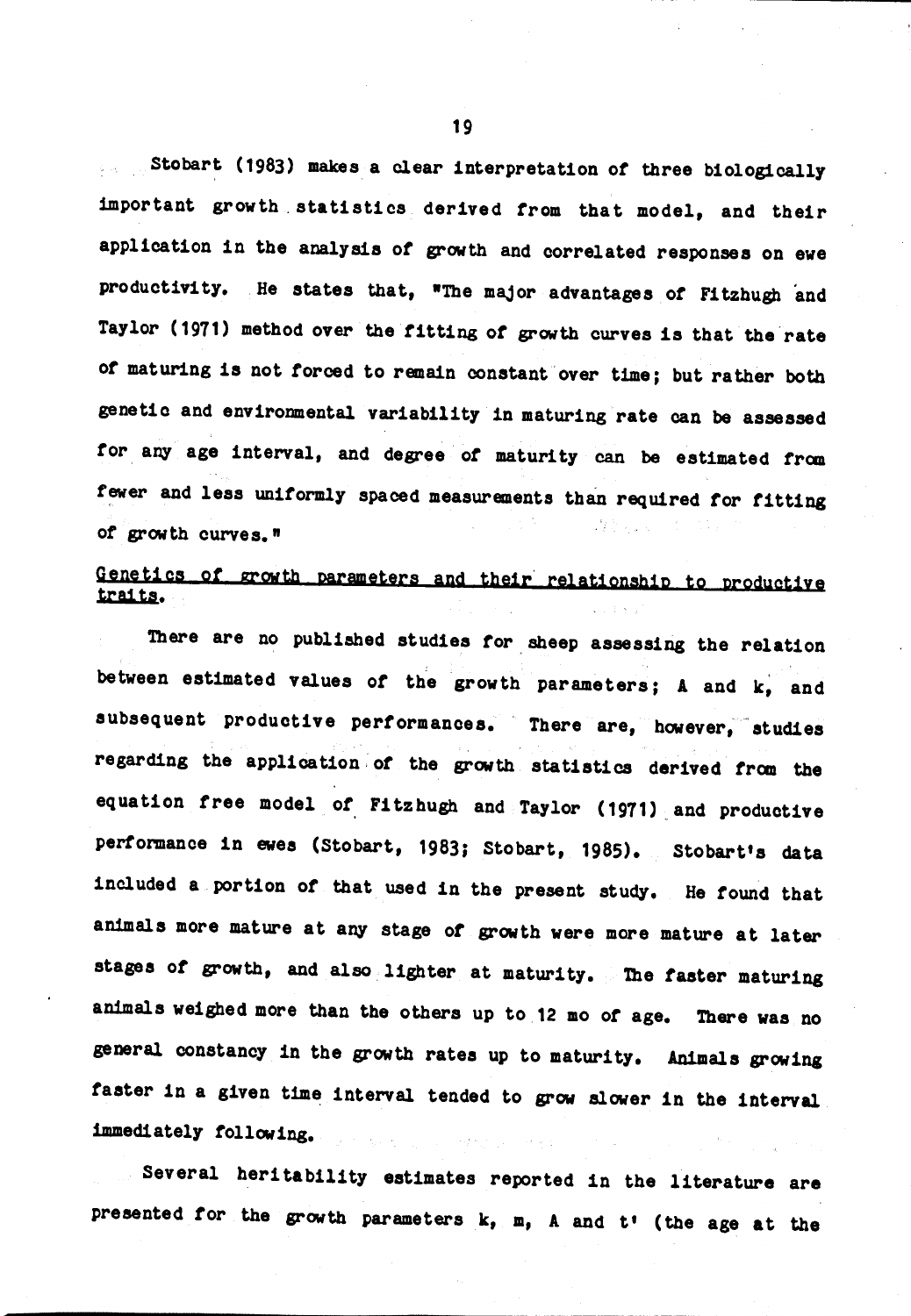Stobart (1983) makes a clear interpretation of three biologically important growth statistics derived from that model, and their application in the analysis of growth and correlated responses on ewe productivity. He states that, "The major advantages of Fitzhugh and Taylor (1971) method over the fitting of growth curves is that the rate of maturing is not forced to remain constant over time; but rather both genetic and environmental variability in maturing rate can be assessed for any age interval, and degree of maturity can be estimated from fewer and less uniformly spaced measurements than required for fitting of growth curves."

## Genetics of growth parameters and their relationship to productive traits.

There are no published studies for sheep assessing the relation between estimated values of the growth parameters; A and k, and subsequent productive performances. There are, however, studies regarding the application of the growth statistics derived from the equation free model of Fitzhugh and Taylor (1971) and productive performance in ewes (Stobart, 1983; Stobart, 1985). Stobart's data included a portion of that used in the present study. He found that animals more mature at any stage of growth were more mature at later stages of growth, and also lighter at maturity. The faster maturing animals weighed more than the others up to 12 mo of age. There was no general constancy in the growth rates up to maturity. Animals growing faster in a given time interval tended to grow slower in the interval immediately following.

Several heritability estimates reported in the literature are presented for the growth parameters k, m, A and t' (the age at the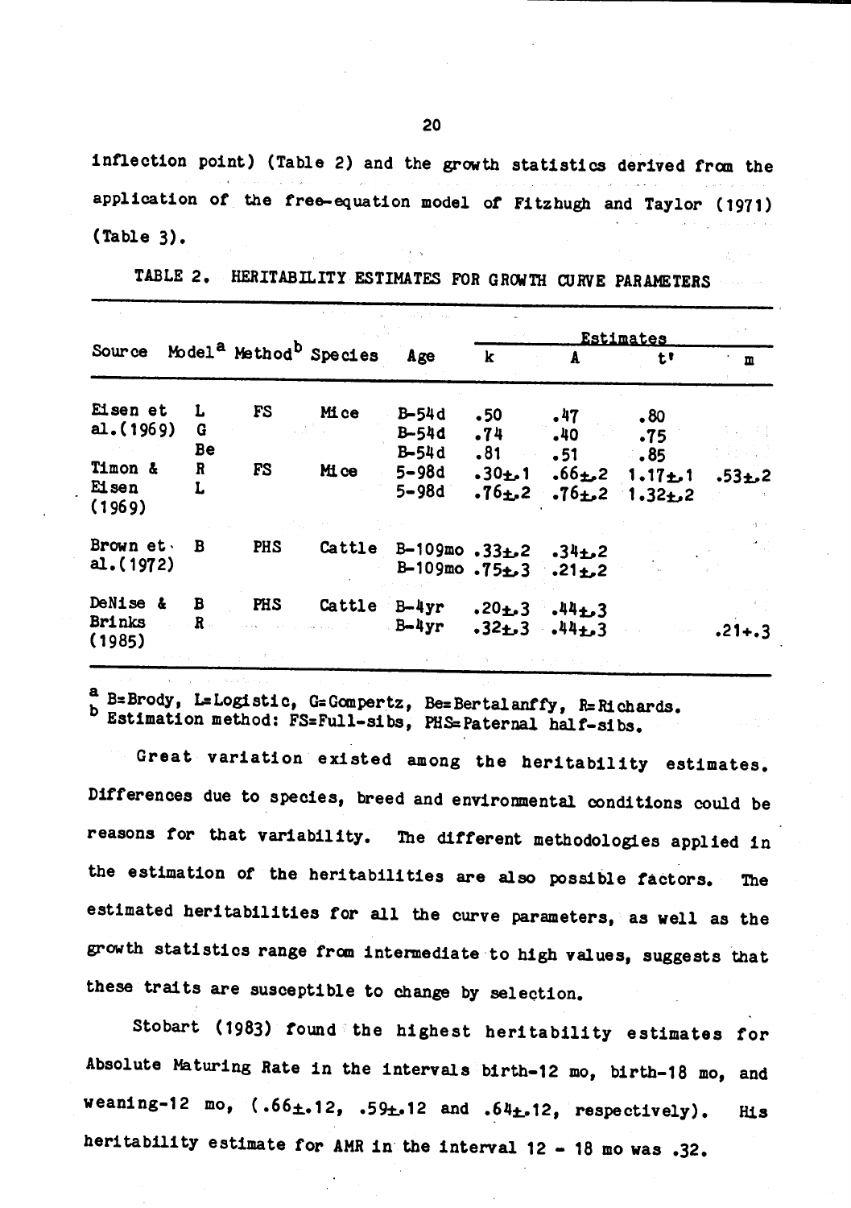inflection point) (Table 2) and the growth statistics derived from the application of the free-equation model of Fitzhugh and Taylor (1971) (Table 3).

TABLE 2. HERITABILITY ESTIMATES FOR GROWTH CURVE PARAMETERS

| Source | Model[a] | Method[b] | Species | Age | Estimates | | | |
|---|---|---|---|---|---|---|---|---|
| | | | | | k | A | t' | m |
| Eisen et al.(1969) | L | FS | Mice | B-54d | .50 | .47 | .80 | |
| | G | | | B-54d | .74 | .40 | .75 | |
| | Be | | | B-54d | .81 | .51 | .85 | |
| Timon & Eisen (1969) | R | FS | Mice | 5-98d | .30±.1 | .66±.2 | 1.17±.1 | .53±.2 |
| | L | | | 5-98d | .76±.2 | .76±.2 | 1.32±.2 | |
| Brown et al.(1972) | B | PHS | Cattle | B-109mo | .33±.2 | .34±.2 | | |
| | | | | B-109mo | .75±.3 | .21±.2 | | |
| DeNise & Brinks (1985) | B | PHS | Cattle | B-4yr | .20±.3 | .44±.3 | | |
| | R | | | B-4yr | .32±.3 | .44±.3 | | .21+.3 |

[a] B=Brody, L=Logistic, G=Gompertz, Be=Bertalanffy, R=Richards.
[b] Estimation method: FS=Full-sibs, PHS=Paternal half-sibs.

Great variation existed among the heritability estimates. Differences due to species, breed and environmental conditions could be reasons for that variability. The different methodologies applied in the estimation of the heritabilities are also possible factors. The estimated heritabilities for all the curve parameters, as well as the growth statistics range from intermediate to high values, suggests that these traits are susceptible to change by selection.

Stobart (1983) found the highest heritability estimates for Absolute Maturing Rate in the intervals birth-12 mo, birth-18 mo, and weaning-12 mo, (.66±.12, .59±.12 and .64±.12, respectively). His heritability estimate for AMR in the interval 12 - 18 mo was .32.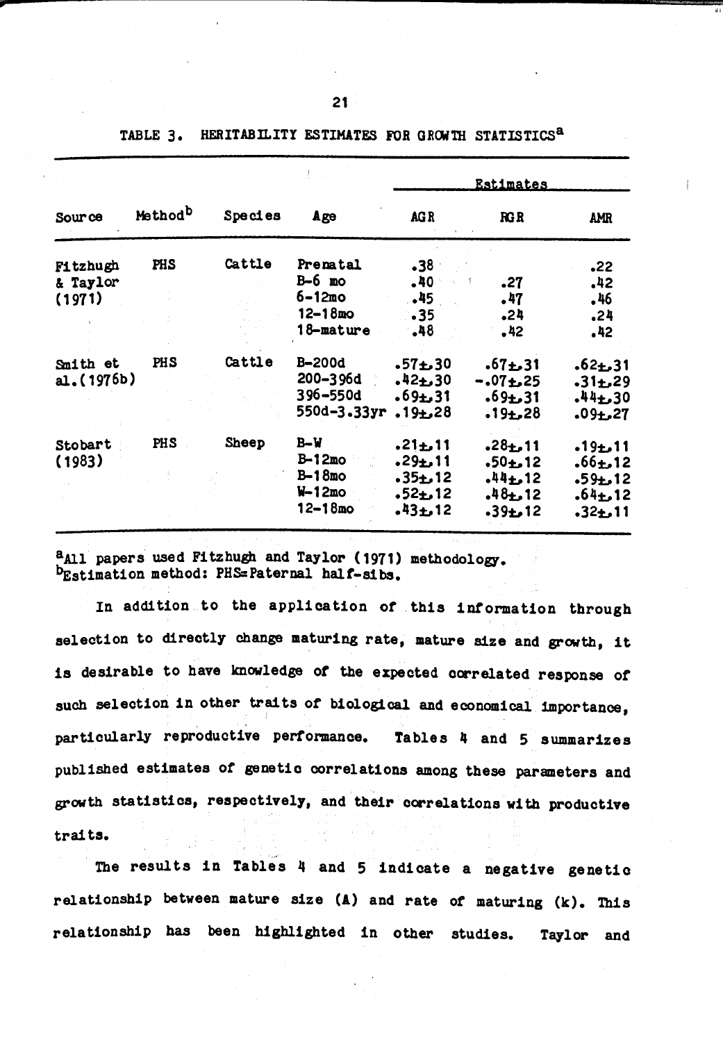TABLE 3. HERITABILITY ESTIMATES FOR GROWTH STATISTICS[a]

| Source | Method[b] | Species | Age | Estimates | | |
|---|---|---|---|---|---|---|
| | | | | AGR | RGR | AMR |
| Fitzhugh & Taylor (1971) | PHS | Cattle | Prenatal | .38 | | .22 |
| | | | B-6 mo | .40 | .27 | .42 |
| | | | 6-12mo | .45 | .47 | .46 |
| | | | 12-18mo | .35 | .24 | .24 |
| | | | 18-mature | .48 | .42 | .42 |
| Smith et al. (1976b) | PHS | Cattle | B-200d | .57±.30 | .67±.31 | .62±.31 |
| | | | 200-396d | .42±.30 | -.07±.25 | .31±.29 |
| | | | 396-550d | .69±.31 | .69±.31 | .44±.30 |
| | | | 550d-3.33yr | .19±.28 | .19±.28 | .09±.27 |
| Stobart (1983) | PHS | Sheep | B-W | .21±.11 | .28±.11 | .19±.11 |
| | | | B-12mo | .29±.11 | .50±.12 | .66±.12 |
| | | | B-18mo | .35±.12 | .44±.12 | .59±.12 |
| | | | W-12mo | .52±.12 | .48±.12 | .64±.12 |
| | | | 12-18mo | .43±.12 | .39±.12 | .32±.11 |

[a]All papers used Fitzhugh and Taylor (1971) methodology.
[b]Estimation method: PHS=Paternal half-sibs.

In addition to the application of this information through selection to directly change maturing rate, mature size and growth, it is desirable to have knowledge of the expected correlated response of such selection in other traits of biological and economical importance, particularly reproductive performance. Tables 4 and 5 summarizes published estimates of genetic correlations among these parameters and growth statistics, respectively, and their correlations with productive traits.

The results in Tables 4 and 5 indicate a negative genetic relationship between mature size (A) and rate of maturing (k). This relationship has been highlighted in other studies. Taylor and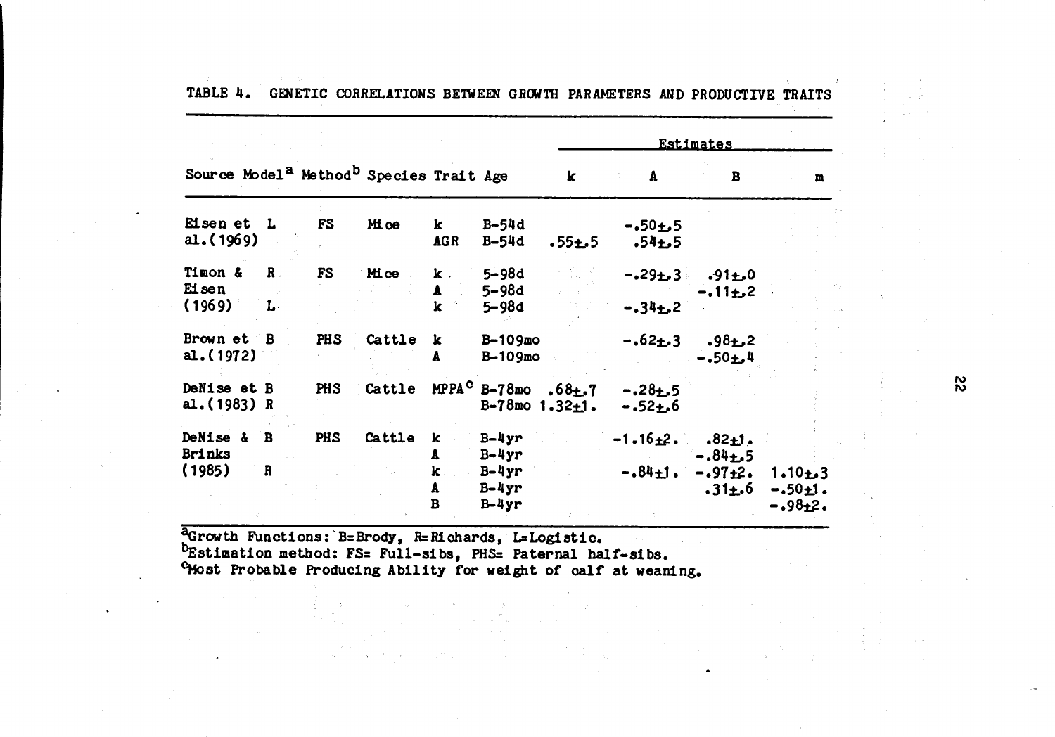TABLE 4. GENETIC CORRELATIONS BETWEEN GROWTH PARAMETERS AND PRODUCTIVE TRAITS

| Source | Model[a] | Method[b] | Species | Trait | Age | Estimates | | | |
|---|---|---|---|---|---|---|---|---|---|
| | | | | | | k | A | B | m |
| Eisen et al. (1969) | L | FS | Mice | k | B-54d | | -.50±.5 | | |
| | | | | AGR | B-54d | .55±.5 | .54±.5 | | |
| Timon & Eisen (1969) | R | FS | Mice | k | 5-98d | | -.29±.3 | .91±.0 | |
| | | | | A | 5-98d | | | -.11±.2 | |
| | L | | | k | 5-98d | | -.34±.2 | | |
| Brown et al. (1972) | B | PHS | Cattle | k | B-109mo | | -.62±.3 | .98±.2 | |
| | | | | A | B-109mo | | | -.50±.4 | |
| DeNise et al. (1983) | B | PHS | Cattle | MPPA[c] | B-78mo | .68±.7 | -.28±.5 | | |
| | R | | | | B-78mo | 1.32±1. | -.52±.6 | | |
| DeNise & Brinks (1985) | B | PHS | Cattle | k | B-4yr | | -1.16±2. | .82±1. | |
| | | | | A | B-4yr | | | -.84±.5 | |
| | R | | | k | B-4yr | | -.84±1. | -.97±2. | 1.10±.3 |
| | | | | A | B-4yr | | | .31±.6 | -.50±1. |
| | | | | B | B-4yr | | | | -.98±2. |

[a]Growth Functions: B=Brody, R=Richards, L=Logistic.
[b]Estimation method: FS= Full-sibs, PHS= Paternal half-sibs.
[c]Most Probable Producing Ability for weight of calf at weaning.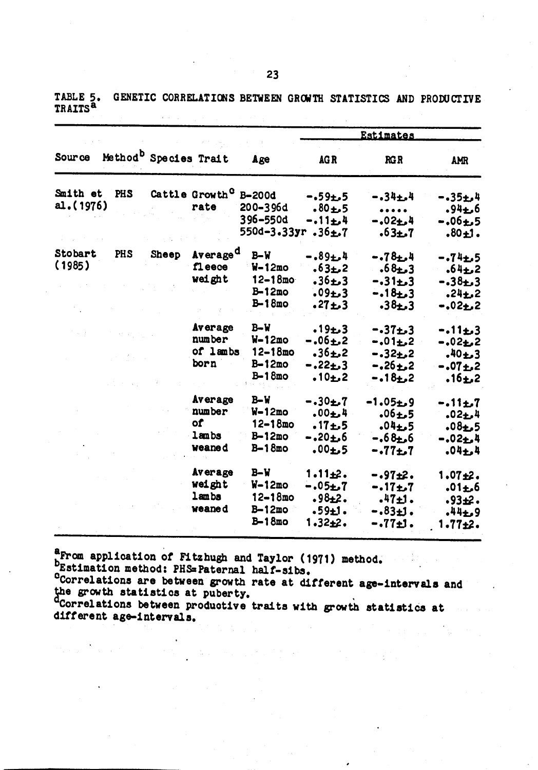TABLE 5. GENETIC CORRELATIONS BETWEEN GROWTH STATISTICS AND PRODUCTIVE TRAITS[a]

| Source | Method[b] | Species | Trait | Age | Estimates | | |
|---|---|---|---|---|---|---|---|
| | | | | | AGR | RGR | AMR |
| Smith et al.(1976) | PHS | Cattle | Growth[c] rate | B-200d | -.59±.5 | -.34±.4 | -.35±.4 |
| | | | | 200-396d | .80±.5 | ..... | .94±.6 |
| | | | | 396-550d | -.11±.4 | -.02±.4 | -.06±.5 |
| | | | | 550d-3.33yr | .36±.7 | .63±.7 | .80±1. |
| Stobart (1985) | PHS | Sheep | Average[d] fleece weight | B-W | -.89±.4 | -.78±.4 | -.74±.5 |
| | | | | W-12mo | .63±.2 | .68±.3 | .64±.2 |
| | | | | 12-18mo | .36±.3 | -.31±.3 | -.38±.3 |
| | | | | B-12mo | .09±.3 | -.18±.3 | .24±.2 |
| | | | | B-18mo | .27±.3 | .38±.3 | -.02±.2 |
| | | | Average number of lambs born | B-W | .19±.3 | -.37±.3 | -.11±.3 |
| | | | | W-12mo | -.06±.2 | -.01±.2 | -.02±.2 |
| | | | | 12-18mo | .36±.2 | -.32±.2 | .40±.3 |
| | | | | B-12mo | -.22±.3 | -.26±.2 | -.07±.2 |
| | | | | B-18mo | .10±.2 | -.18±.2 | .16±.2 |
| | | | Average number of lambs weaned | B-W | -.30±.7 | -1.05±.9 | -.11±.7 |
| | | | | W-12mo | .00±.4 | .06±.5 | .02±.4 |
| | | | | 12-18mo | .17±.5 | .04±.5 | .08±.5 |
| | | | | B-12mo | -.20±.6 | -.68±.6 | -.02±.4 |
| | | | | B-18mo | .00±.5 | -.77±.7 | .04±.4 |
| | | | Average weight lambs weaned | B-W | 1.11±2. | -.97±2. | 1.07±2. |
| | | | | W-12mo | -.05±.7 | -.17±.7 | .01±.6 |
| | | | | 12-18mo | .98±2. | .47±1. | .93±2. |
| | | | | B-12mo | .59±1. | -.83±1. | .44±.9 |
| | | | | B-18mo | 1.32±2. | -.77±1. | 1.77±2. |

[a]From application of Fitzhugh and Taylor (1971) method.
[b]Estimation method: PHS=Paternal half-sibs.
[c]Correlations are between growth rate at different age-intervals and the growth statistics at puberty.
[d]Correlations between productive traits with growth statistics at different age-intervals.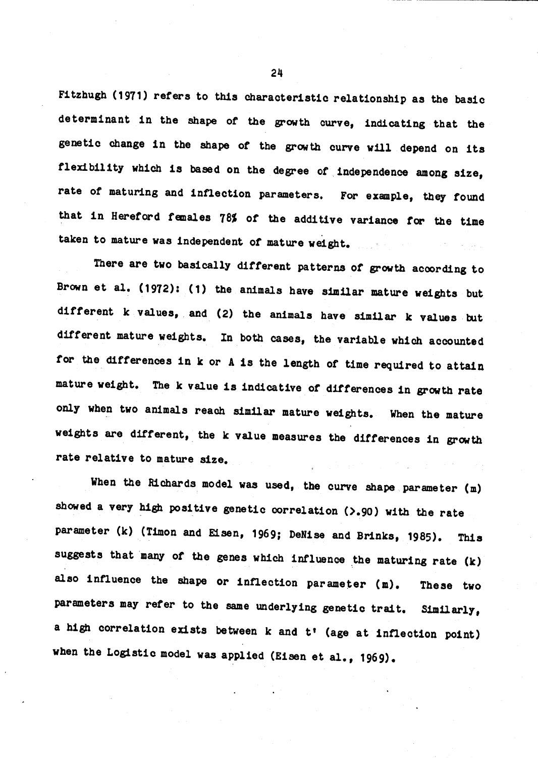Fitzhugh (1971) refers to this characteristic relationship as the basic determinant in the shape of the growth curve, indicating that the genetic change in the shape of the growth curve will depend on its flexibility which is based on the degree of independence among size, rate of maturing and inflection parameters. For example, they found that in Hereford females 78% of the additive variance for the time taken to mature was independent of mature weight.

There are two basically different patterns of growth according to Brown et al. (1972): (1) the animals have similar mature weights but different k values, and (2) the animals have similar k values but different mature weights. In both cases, the variable which accounted for the differences in k or A is the length of time required to attain mature weight. The k value is indicative of differences in growth rate only when two animals reach similar mature weights. When the mature weights are different, the k value measures the differences in growth rate relative to mature size.

When the Richards model was used, the curve shape parameter (m) showed a very high positive genetic correlation (>.90) with the rate parameter (k) (Timon and Eisen, 1969; DeNise and Brinks, 1985). This suggests that many of the genes which influence the maturing rate (k) also influence the shape or inflection parameter (m). These two parameters may refer to the same underlying genetic trait. Similarly, a high correlation exists between k and t' (age at inflection point) when the Logistic model was applied (Eisen et al., 1969).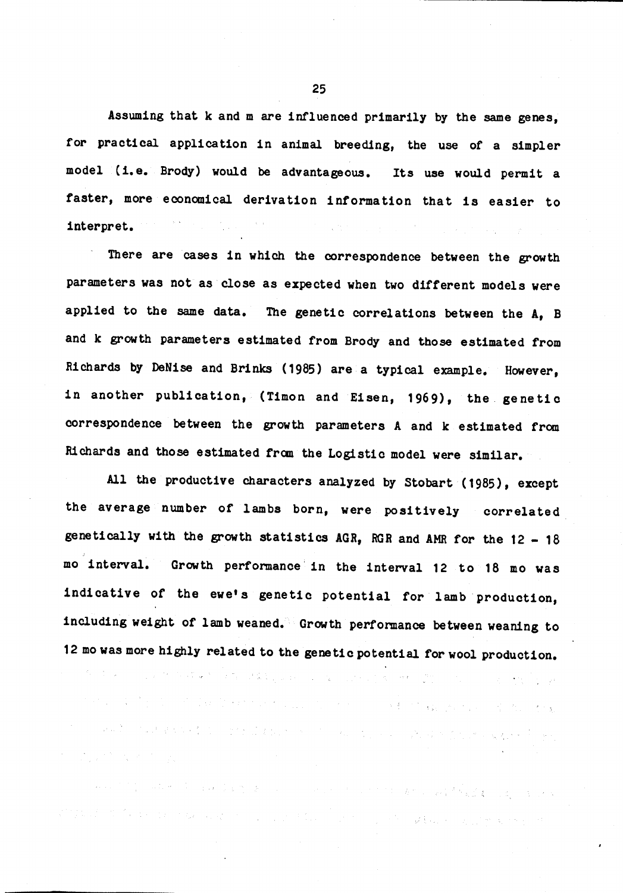Assuming that k and m are influenced primarily by the same genes, for practical application in animal breeding, the use of a simpler model (i.e. Brody) would be advantageous. Its use would permit a faster, more economical derivation information that is easier to interpret.

There are cases in which the correspondence between the growth parameters was not as close as expected when two different models were applied to the same data. The genetic correlations between the A, B and k growth parameters estimated from Brody and those estimated from Richards by DeNise and Brinks (1985) are a typical example. However, in another publication, (Timon and Eisen, 1969), the genetic correspondence between the growth parameters A and k estimated from Richards and those estimated from the Logistic model were similar.

All the productive characters analyzed by Stobart (1985), except the average number of lambs born, were positively correlated genetically with the growth statistics AGR, RGR and AMR for the 12 - 18 mo interval. Growth performance in the interval 12 to 18 mo was indicative of the ewe's genetic potential for lamb production, including weight of lamb weaned. Growth performance between weaning to 12 mo was more highly related to the genetic potential for wool production.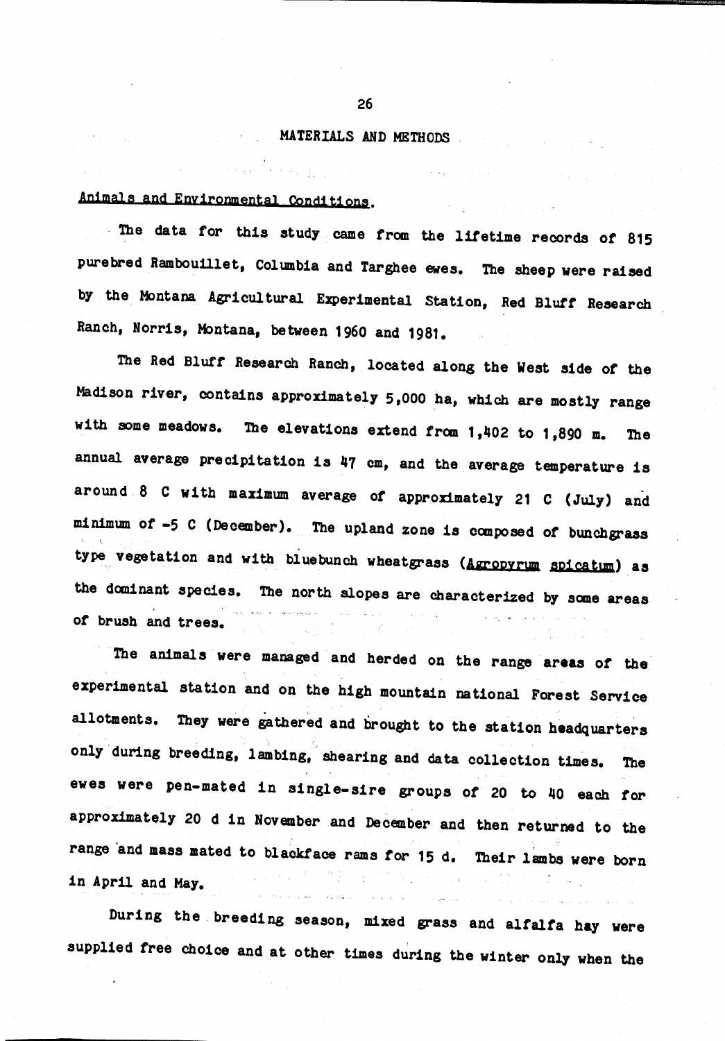## MATERIALS AND METHODS

### Animals and Environmental Conditions.

The data for this study came from the lifetime records of 815 purebred Rambouillet, Columbia and Targhee ewes. The sheep were raised by the Montana Agricultural Experimental Station, Red Bluff Research Ranch, Norris, Montana, between 1960 and 1981.

The Red Bluff Research Ranch, located along the West side of the Madison river, contains approximately 5,000 ha, which are mostly range with some meadows. The elevations extend from 1,402 to 1,890 m. The annual average precipitation is 47 cm, and the average temperature is around 8 C with maximum average of approximately 21 C (July) and minimum of -5 C (December). The upland zone is composed of bunchgrass type vegetation and with bluebunch wheatgrass (*Agropyrum spicatum*) as the dominant species. The north slopes are characterized by some areas of brush and trees.

The animals were managed and herded on the range areas of the experimental station and on the high mountain national Forest Service allotments. They were gathered and brought to the station headquarters only during breeding, lambing, shearing and data collection times. The ewes were pen-mated in single-sire groups of 20 to 40 each for approximately 20 d in November and December and then returned to the range and mass mated to blackface rams for 15 d. Their lambs were born in April and May.

During the breeding season, mixed grass and alfalfa hay were supplied free choice and at other times during the winter only when the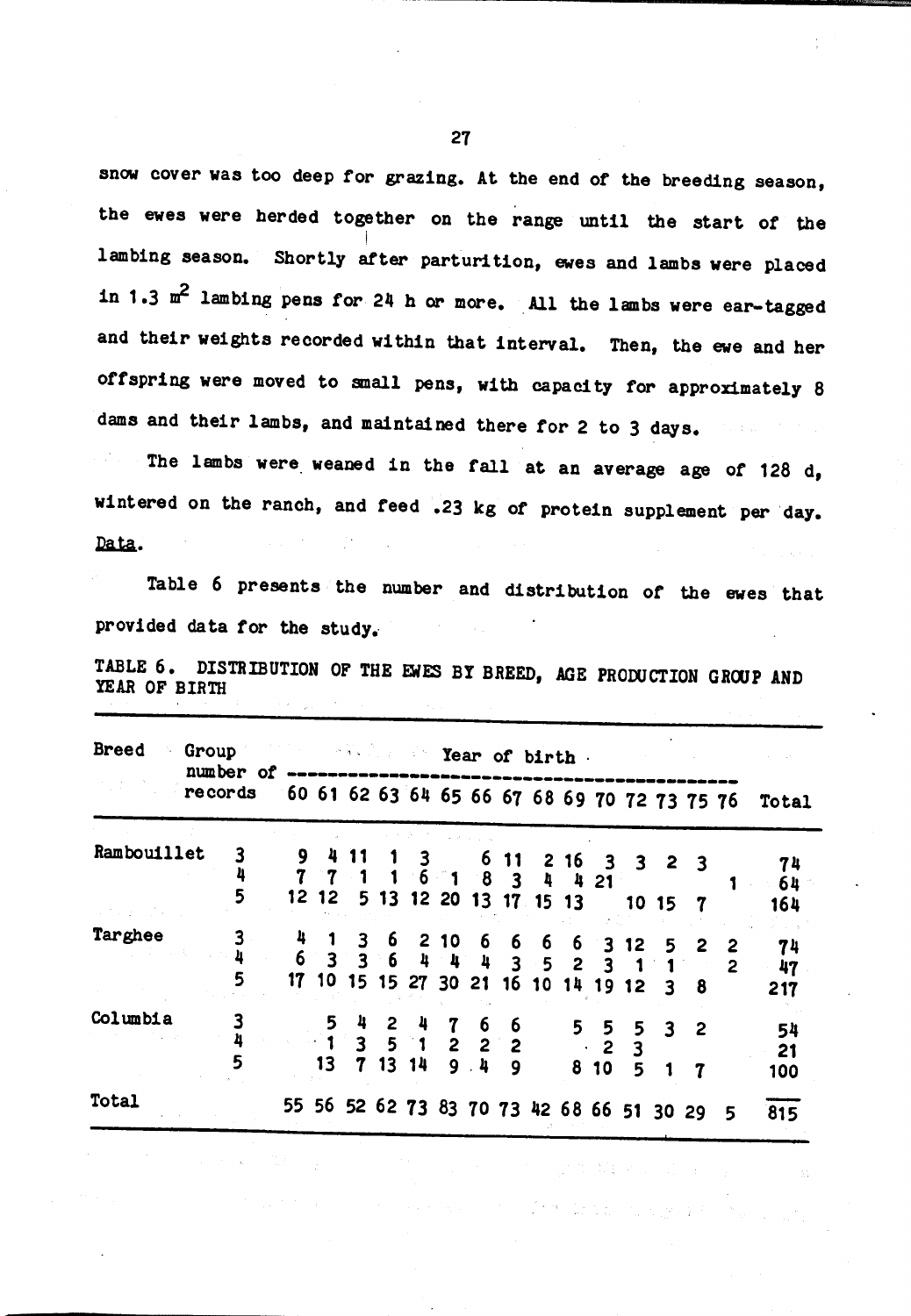snow cover was too deep for grazing. At the end of the breeding season, the ewes were herded together on the range until the start of the lambing season. Shortly after parturition, ewes and lambs were placed in 1.3 $m^2$ lambing pens for 24 h or more. All the lambs were ear-tagged and their weights recorded within that interval. Then, the ewe and her offspring were moved to small pens, with capacity for approximately 8 dams and their lambs, and maintained there for 2 to 3 days.

The lambs were weaned in the fall at an average age of 128 d, wintered on the ranch, and feed .23 kg of protein supplement per day.

Data.

Table 6 presents the number and distribution of the ewes that provided data for the study.

TABLE 6. DISTRIBUTION OF THE EWES BY BREED, AGE PRODUCTION GROUP AND YEAR OF BIRTH

| Breed | Group number of records | Year of birth | | | | | | | | | | | | | | | Total |
|---|---|---|---|---|---|---|---|---|---|---|---|---|---|---|---|---|---|
| | | 60 | 61 | 62 | 63 | 64 | 65 | 66 | 67 | 68 | 69 | 70 | 72 | 73 | 75 | 76 | |
| Rambouillet | 3 | 9 | 4 | 11 | 1 | 3 | | 6 | 11 | 2 | 16 | 3 | 3 | 2 | 3 | | 74 |
| | 4 | 7 | 7 | 1 | 1 | 6 | 1 | 8 | 3 | 4 | 4 | 21 | | | | 1 | 64 |
| | 5 | 12 | 12 | 5 | 13 | 12 | 20 | 13 | 17 | 15 | 13 | | 10 | 15 | 7 | | 164 |
| Targhee | 3 | 4 | 1 | 3 | 6 | 2 | 10 | 6 | 6 | 6 | 6 | 3 | 12 | 5 | 2 | 2 | 74 |
| | 4 | 6 | 3 | 3 | 6 | 4 | 4 | 4 | 3 | 5 | 2 | 3 | 1 | 1 | | 2 | 47 |
| | 5 | 17 | 10 | 15 | 15 | 27 | 30 | 21 | 16 | 10 | 14 | 19 | 12 | 3 | 8 | | 217 |
| Columbia | 3 | | 5 | 4 | 2 | 4 | 7 | 6 | 6 | | 5 | 5 | 5 | 3 | 2 | | 54 |
| | 4 | | 1 | 3 | 5 | 1 | 2 | 2 | 2 | | | 2 | 3 | | | | 21 |
| | 5 | | 13 | 7 | 13 | 14 | 9 | 4 | 9 | | 8 | 10 | 5 | 1 | 7 | | 100 |
| Total | | 55 | 56 | 52 | 62 | 73 | 83 | 70 | 73 | 42 | 68 | 66 | 51 | 30 | 29 | 5 | 815 |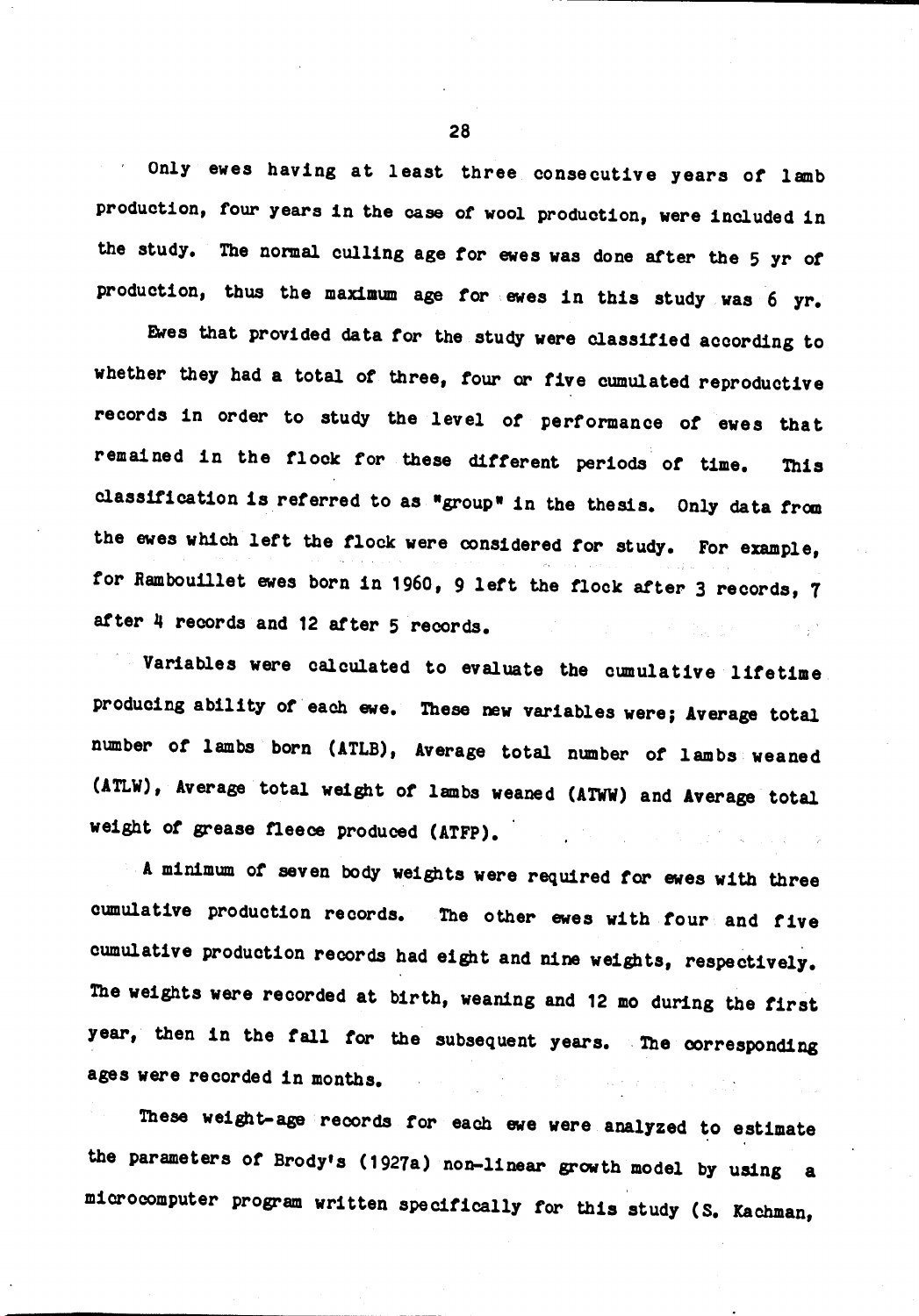Only ewes having at least three consecutive years of lamb production, four years in the case of wool production, were included in the study. The normal culling age for ewes was done after the 5 yr of production, thus the maximum age for ewes in this study was 6 yr.

Ewes that provided data for the study were classified according to whether they had a total of three, four or five cumulated reproductive records in order to study the level of performance of ewes that remained in the flock for these different periods of time. This classification is referred to as "group" in the thesis. Only data from the ewes which left the flock were considered for study. For example, for Rambouillet ewes born in 1960, 9 left the flock after 3 records, 7 after 4 records and 12 after 5 records.

Variables were calculated to evaluate the cumulative lifetime producing ability of each ewe. These new variables were; Average total number of lambs born (ATLB), Average total number of lambs weaned (ATLW), Average total weight of lambs weaned (ATWW) and Average total weight of grease fleece produced (ATFP).

A minimum of seven body weights were required for ewes with three cumulative production records. The other ewes with four and five cumulative production records had eight and nine weights, respectively. The weights were recorded at birth, weaning and 12 mo during the first year, then in the fall for the subsequent years. The corresponding ages were recorded in months.

These weight-age records for each ewe were analyzed to estimate the parameters of Brody's (1927a) non-linear growth model by using a microcomputer program written specifically for this study (S. Kachman,